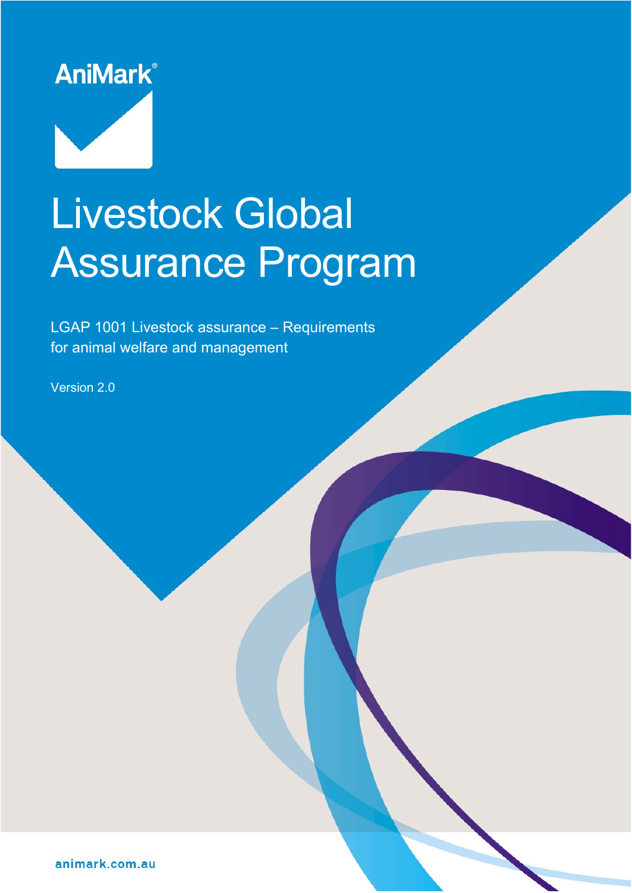AniMark®

# Livestock Global Assurance Program

LGAP 1001 Livestock assurance – Requirements for animal welfare and management

Version 2.0

animark.com.au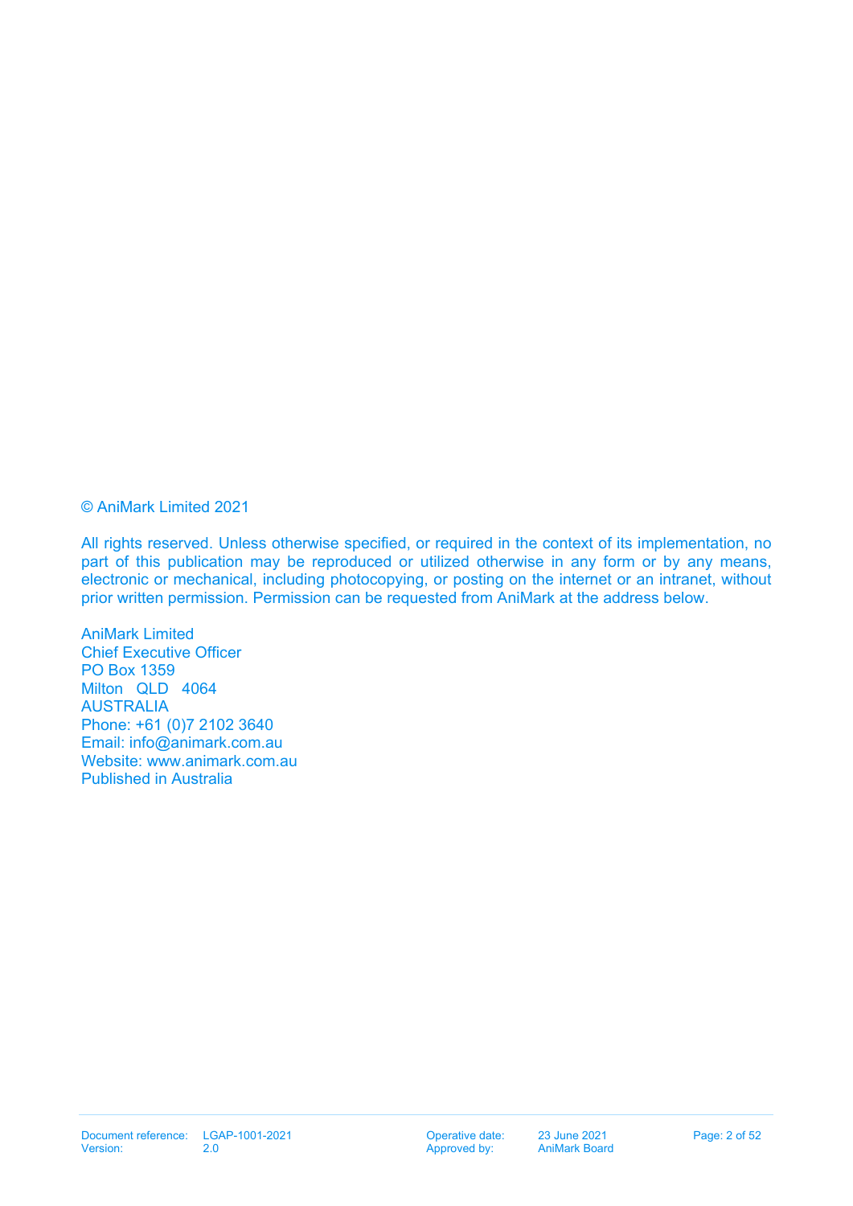© AniMark Limited 2021

All rights reserved. Unless otherwise specified, or required in the context of its implementation, no part of this publication may be reproduced or utilized otherwise in any form or by any means, electronic or mechanical, including photocopying, or posting on the internet or an intranet, without prior written permission. Permission can be requested from AniMark at the address below.

AniMark Limited
Chief Executive Officer
PO Box 1359
Milton QLD 4064
AUSTRALIA
Phone: +61 (0)7 2102 3640
Email: info@animark.com.au
Website: www.animark.com.au
Published in Australia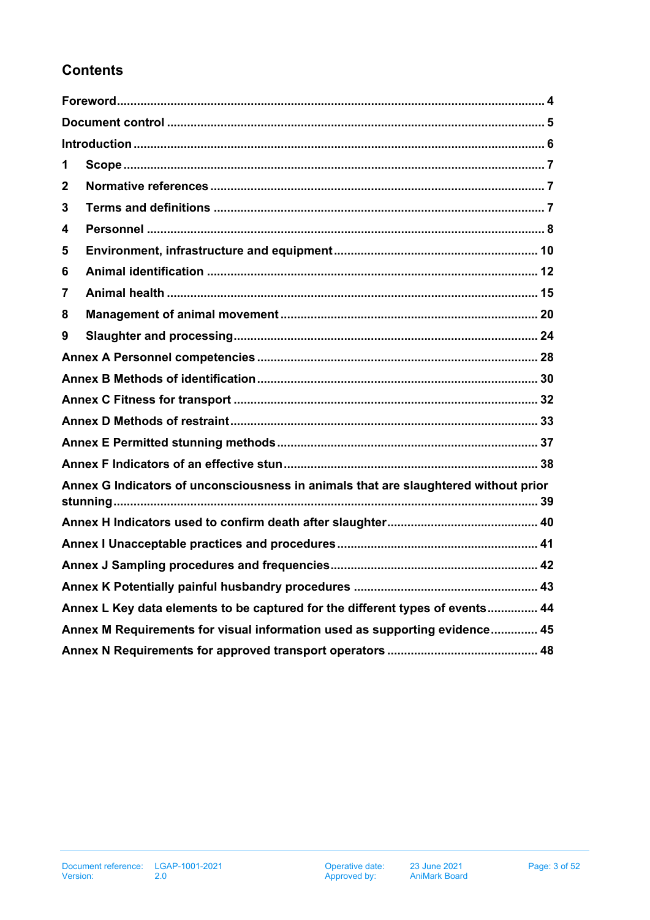## Contents

Foreword ........................................................................................................................ 4

Document control ........................................................................................................... 5

Introduction .................................................................................................................... 6

1 Scope ......................................................................................................................... 7

2 Normative references ................................................................................................. 7

3 Terms and definitions ................................................................................................. 7

4 Personnel .................................................................................................................... 8

5 Environment, infrastructure and equipment ............................................................. 10

6 Animal identification ................................................................................................. 12

7 Animal health ............................................................................................................ 15

8 Management of animal movement ............................................................................ 20

9 Slaughter and processing .......................................................................................... 24

Annex A Personnel competencies ................................................................................ 28

Annex B Methods of identification ................................................................................ 30

Annex C Fitness for transport ....................................................................................... 32

Annex D Methods of restraint ....................................................................................... 33

Annex E Permitted stunning methods ........................................................................... 37

Annex F Indicators of an effective stun ......................................................................... 38

Annex G Indicators of unconsciousness in animals that are slaughtered without prior stunning ........................................................................................................................ 39

Annex H Indicators used to confirm death after slaughter ............................................ 40

Annex I Unacceptable practices and procedures .......................................................... 41

Annex J Sampling procedures and frequencies ............................................................ 42

Annex K Potentially painful husbandry procedures ...................................................... 43

Annex L Key data elements to be captured for the different types of events ............... 44

Annex M Requirements for visual information used as supporting evidence ............... 45

Annex N Requirements for approved transport operators ............................................ 48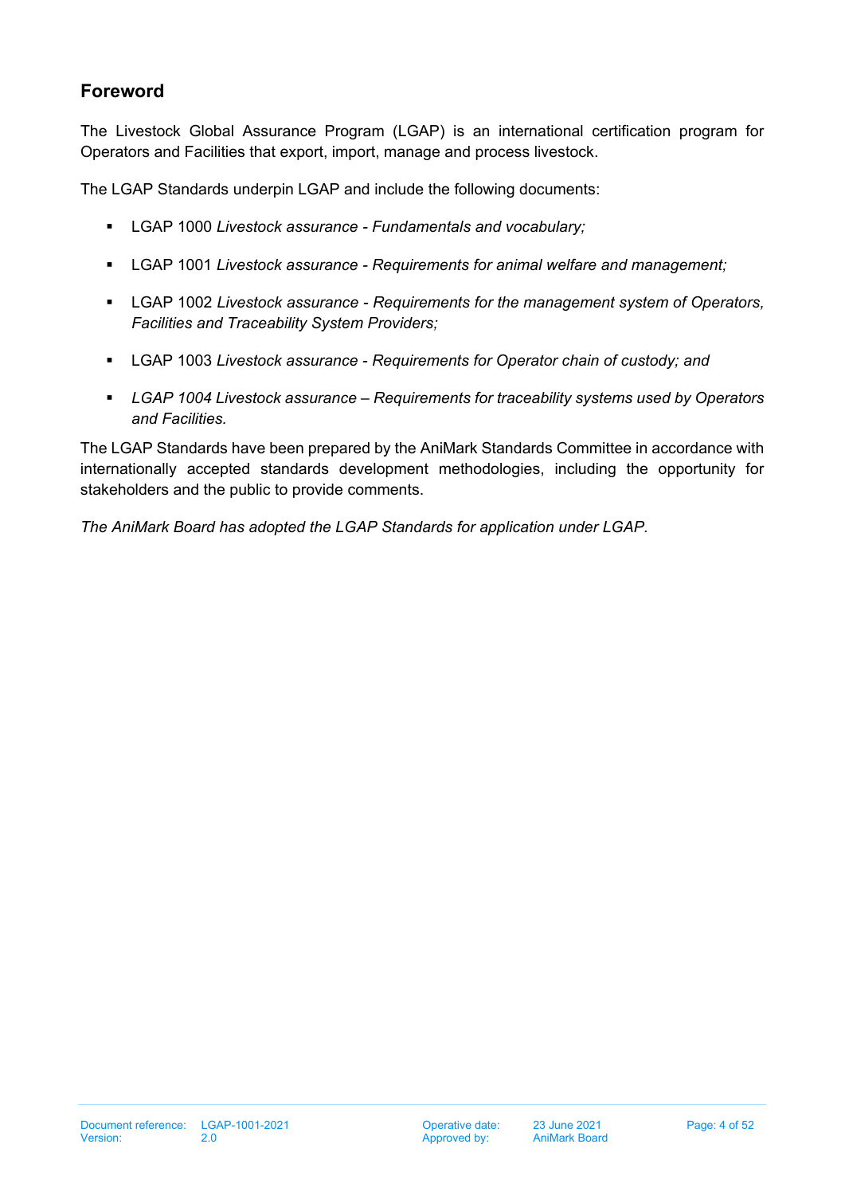## Foreword

The Livestock Global Assurance Program (LGAP) is an international certification program for Operators and Facilities that export, import, manage and process livestock.

The LGAP Standards underpin LGAP and include the following documents:

- LGAP 1000 *Livestock assurance - Fundamentals and vocabulary;*
- LGAP 1001 *Livestock assurance - Requirements for animal welfare and management;*
- LGAP 1002 *Livestock assurance - Requirements for the management system of Operators, Facilities and Traceability System Providers;*
- LGAP 1003 *Livestock assurance - Requirements for Operator chain of custody; and*
- *LGAP 1004 Livestock assurance – Requirements for traceability systems used by Operators and Facilities.*

The LGAP Standards have been prepared by the AniMark Standards Committee in accordance with internationally accepted standards development methodologies, including the opportunity for stakeholders and the public to provide comments.

*The AniMark Board has adopted the LGAP Standards for application under LGAP.*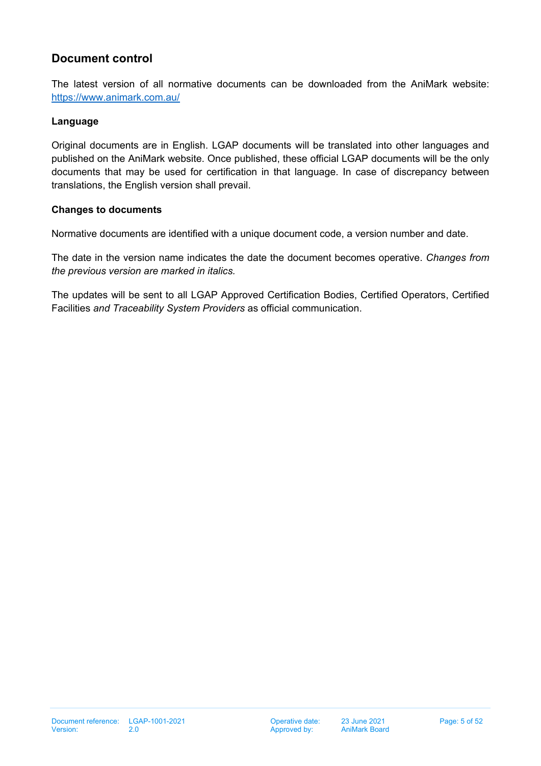## Document control

The latest version of all normative documents can be downloaded from the AniMark website: [https://www.animark.com.au/](https://www.animark.com.au/)

### Language

Original documents are in English. LGAP documents will be translated into other languages and published on the AniMark website. Once published, these official LGAP documents will be the only documents that may be used for certification in that language. In case of discrepancy between translations, the English version shall prevail.

### Changes to documents

Normative documents are identified with a unique document code, a version number and date.

The date in the version name indicates the date the document becomes operative. *Changes from the previous version are marked in italics.*

The updates will be sent to all LGAP Approved Certification Bodies, Certified Operators, Certified Facilities *and Traceability System Providers* as official communication.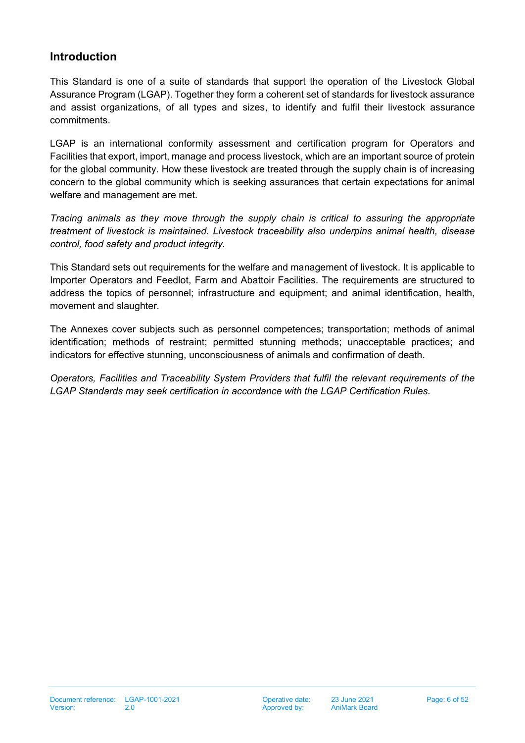## Introduction

This Standard is one of a suite of standards that support the operation of the Livestock Global Assurance Program (LGAP). Together they form a coherent set of standards for livestock assurance and assist organizations, of all types and sizes, to identify and fulfil their livestock assurance commitments.

LGAP is an international conformity assessment and certification program for Operators and Facilities that export, import, manage and process livestock, which are an important source of protein for the global community. How these livestock are treated through the supply chain is of increasing concern to the global community which is seeking assurances that certain expectations for animal welfare and management are met.

*Tracing animals as they move through the supply chain is critical to assuring the appropriate treatment of livestock is maintained. Livestock traceability also underpins animal health, disease control, food safety and product integrity.*

This Standard sets out requirements for the welfare and management of livestock. It is applicable to Importer Operators and Feedlot, Farm and Abattoir Facilities. The requirements are structured to address the topics of personnel; infrastructure and equipment; and animal identification, health, movement and slaughter.

The Annexes cover subjects such as personnel competences; transportation; methods of animal identification; methods of restraint; permitted stunning methods; unacceptable practices; and indicators for effective stunning, unconsciousness of animals and confirmation of death.

*Operators, Facilities and Traceability System Providers that fulfil the relevant requirements of the LGAP Standards may seek certification in accordance with the LGAP Certification Rules.*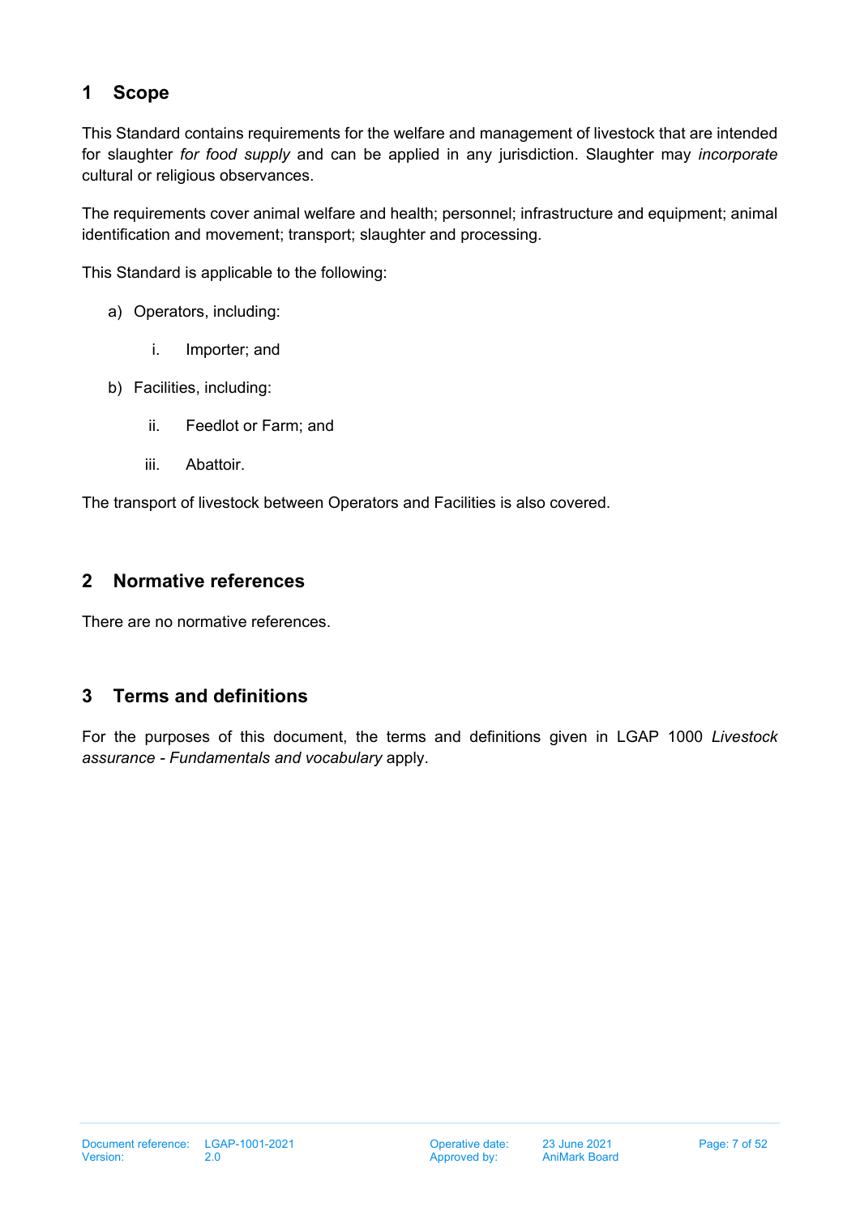# 1 Scope

This Standard contains requirements for the welfare and management of livestock that are intended for slaughter *for food supply* and can be applied in any jurisdiction. Slaughter may *incorporate* cultural or religious observances.

The requirements cover animal welfare and health; personnel; infrastructure and equipment; animal identification and movement; transport; slaughter and processing.

This Standard is applicable to the following:

a) Operators, including:

   i. Importer; and

b) Facilities, including:

   ii. Feedlot or Farm; and

   iii. Abattoir.

The transport of livestock between Operators and Facilities is also covered.

# 2 Normative references

There are no normative references.

# 3 Terms and definitions

For the purposes of this document, the terms and definitions given in LGAP 1000 *Livestock assurance - Fundamentals and vocabulary* apply.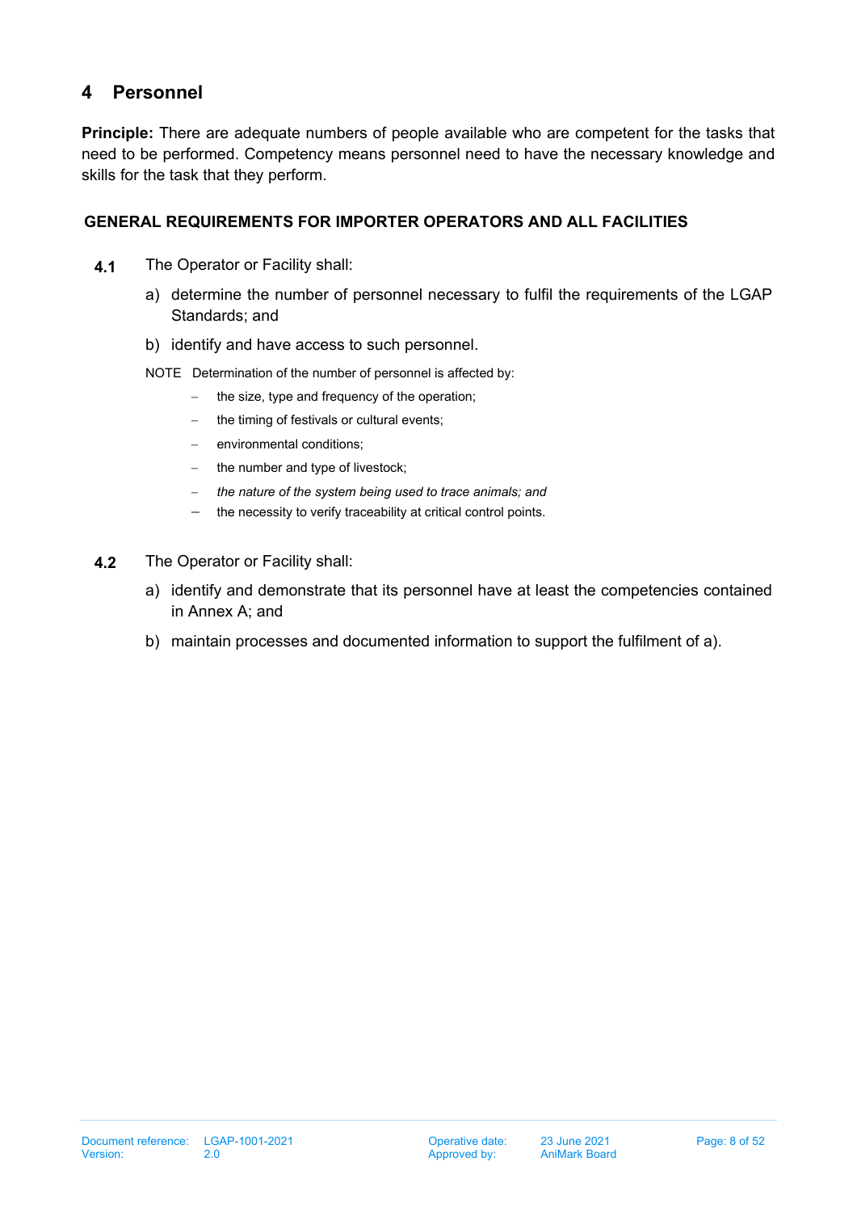# 4 Personnel

**Principle:** There are adequate numbers of people available who are competent for the tasks that need to be performed. Competency means personnel need to have the necessary knowledge and skills for the task that they perform.

### GENERAL REQUIREMENTS FOR IMPORTER OPERATORS AND ALL FACILITIES

**4.1** The Operator or Facility shall:

a) determine the number of personnel necessary to fulfil the requirements of the LGAP Standards; and

b) identify and have access to such personnel.

NOTE Determination of the number of personnel is affected by:

- the size, type and frequency of the operation;
- the timing of festivals or cultural events;
- environmental conditions;
- the number and type of livestock;
- *the nature of the system being used to trace animals; and*
- the necessity to verify traceability at critical control points.

**4.2** The Operator or Facility shall:

a) identify and demonstrate that its personnel have at least the competencies contained in Annex A; and

b) maintain processes and documented information to support the fulfilment of a).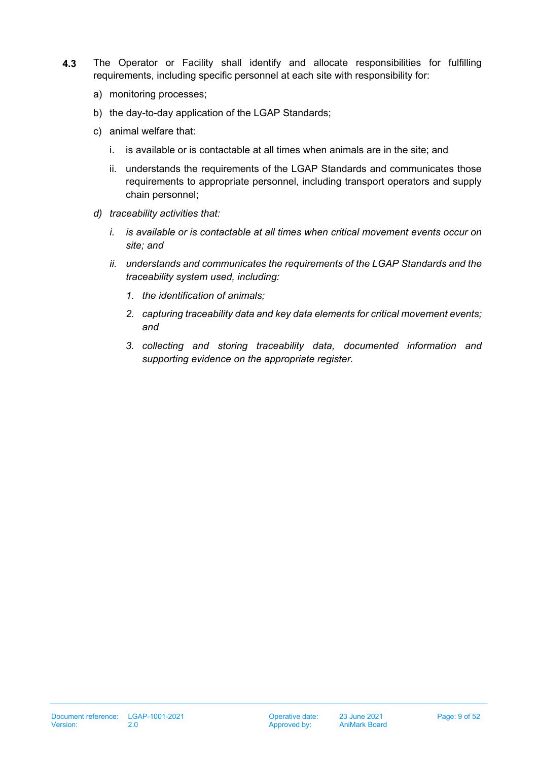**4.3** The Operator or Facility shall identify and allocate responsibilities for fulfilling requirements, including specific personnel at each site with responsibility for:

a) monitoring processes;

b) the day-to-day application of the LGAP Standards;

c) animal welfare that:

   i. is available or is contactable at all times when animals are in the site; and

   ii. understands the requirements of the LGAP Standards and communicates those requirements to appropriate personnel, including transport operators and supply chain personnel;

*d) traceability activities that:*

   *i. is available or is contactable at all times when critical movement events occur on site; and*

   *ii. understands and communicates the requirements of the LGAP Standards and the traceability system used, including:*

      *1. the identification of animals;*

      *2. capturing traceability data and key data elements for critical movement events; and*

      *3. collecting and storing traceability data, documented information and supporting evidence on the appropriate register.*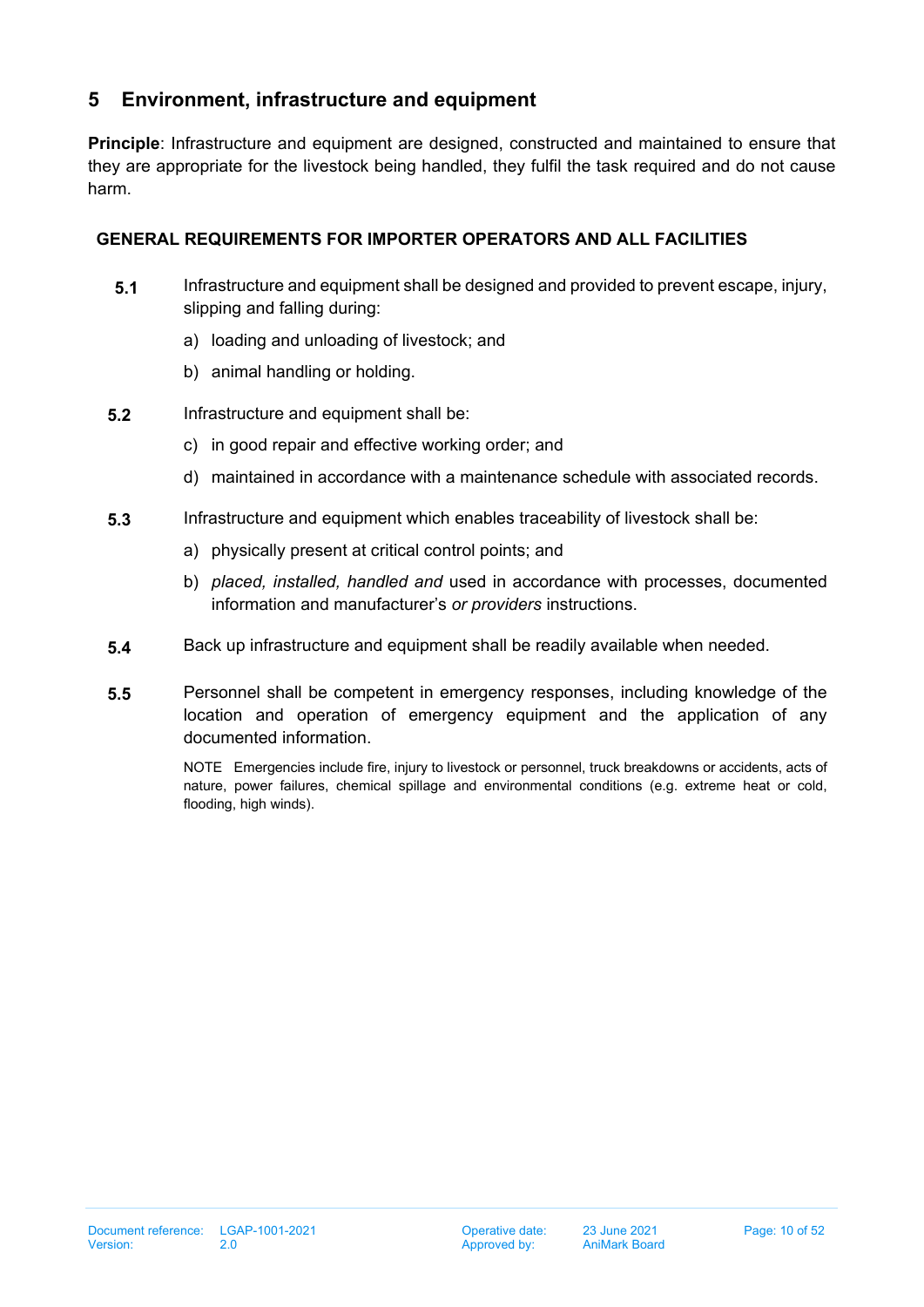# 5 Environment, infrastructure and equipment

**Principle**: Infrastructure and equipment are designed, constructed and maintained to ensure that they are appropriate for the livestock being handled, they fulfil the task required and do not cause harm.

## GENERAL REQUIREMENTS FOR IMPORTER OPERATORS AND ALL FACILITIES

**5.1** Infrastructure and equipment shall be designed and provided to prevent escape, injury, slipping and falling during:

a) loading and unloading of livestock; and

b) animal handling or holding.

**5.2** Infrastructure and equipment shall be:

c) in good repair and effective working order; and

d) maintained in accordance with a maintenance schedule with associated records.

**5.3** Infrastructure and equipment which enables traceability of livestock shall be:

a) physically present at critical control points; and

b) *placed, installed, handled and* used in accordance with processes, documented information and manufacturer's *or providers* instructions.

**5.4** Back up infrastructure and equipment shall be readily available when needed.

**5.5** Personnel shall be competent in emergency responses, including knowledge of the location and operation of emergency equipment and the application of any documented information.

NOTE Emergencies include fire, injury to livestock or personnel, truck breakdowns or accidents, acts of nature, power failures, chemical spillage and environmental conditions (e.g. extreme heat or cold, flooding, high winds).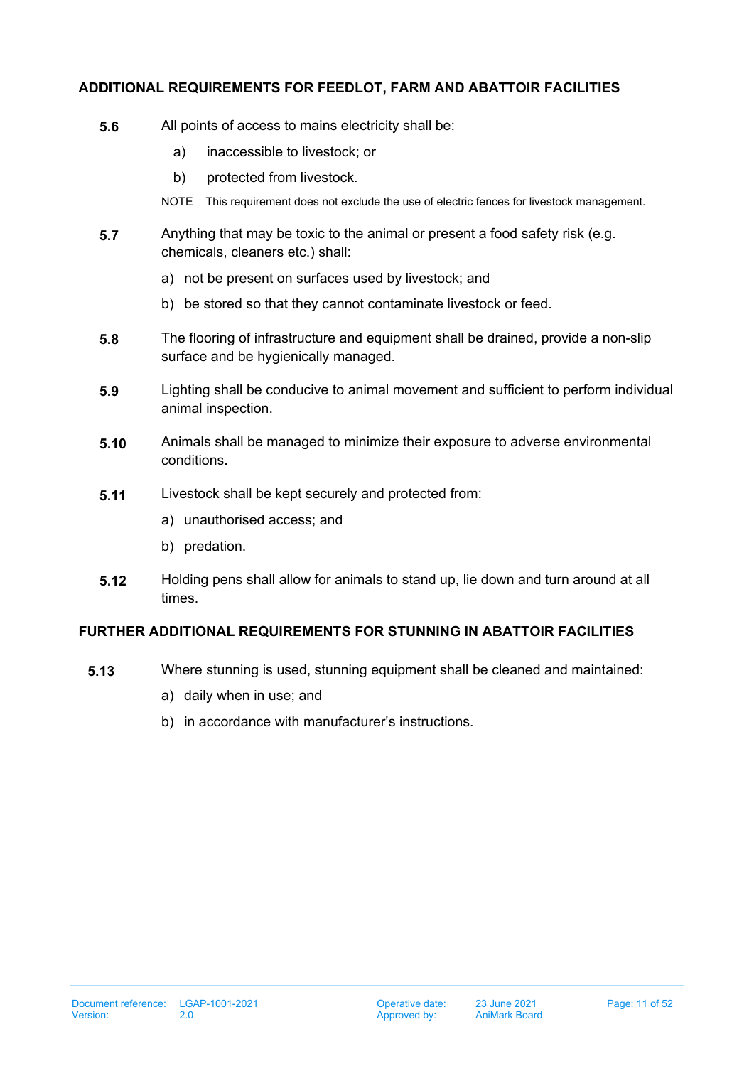## ADDITIONAL REQUIREMENTS FOR FEEDLOT, FARM AND ABATTOIR FACILITIES

**5.6** All points of access to mains electricity shall be:

a) inaccessible to livestock; or

b) protected from livestock.

NOTE This requirement does not exclude the use of electric fences for livestock management.

**5.7** Anything that may be toxic to the animal or present a food safety risk (e.g. chemicals, cleaners etc.) shall:

a) not be present on surfaces used by livestock; and

b) be stored so that they cannot contaminate livestock or feed.

**5.8** The flooring of infrastructure and equipment shall be drained, provide a non-slip surface and be hygienically managed.

**5.9** Lighting shall be conducive to animal movement and sufficient to perform individual animal inspection.

**5.10** Animals shall be managed to minimize their exposure to adverse environmental conditions.

**5.11** Livestock shall be kept securely and protected from:

a) unauthorised access; and

b) predation.

**5.12** Holding pens shall allow for animals to stand up, lie down and turn around at all times.

## FURTHER ADDITIONAL REQUIREMENTS FOR STUNNING IN ABATTOIR FACILITIES

**5.13** Where stunning is used, stunning equipment shall be cleaned and maintained:

a) daily when in use; and

b) in accordance with manufacturer's instructions.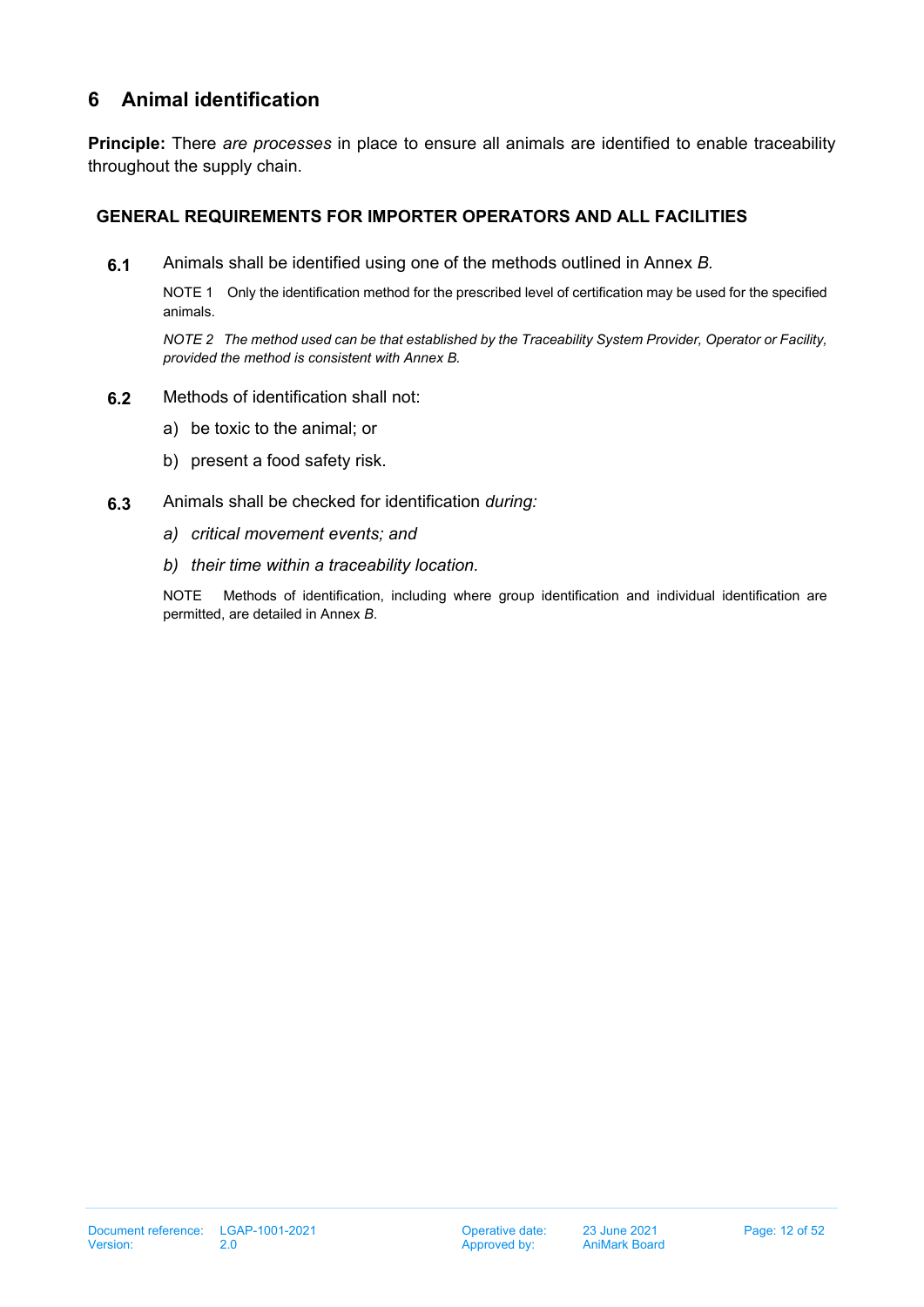# 6 Animal identification

**Principle:** There *are processes* in place to ensure all animals are identified to enable traceability throughout the supply chain.

### GENERAL REQUIREMENTS FOR IMPORTER OPERATORS AND ALL FACILITIES

**6.1** Animals shall be identified using one of the methods outlined in Annex *B.*

NOTE 1 Only the identification method for the prescribed level of certification may be used for the specified animals.

*NOTE 2 The method used can be that established by the Traceability System Provider, Operator or Facility, provided the method is consistent with Annex B.*

**6.2** Methods of identification shall not:

a) be toxic to the animal; or

b) present a food safety risk.

**6.3** Animals shall be checked for identification *during:*

*a) critical movement events; and*

*b) their time within a traceability location.*

NOTE Methods of identification, including where group identification and individual identification are permitted, are detailed in Annex *B*.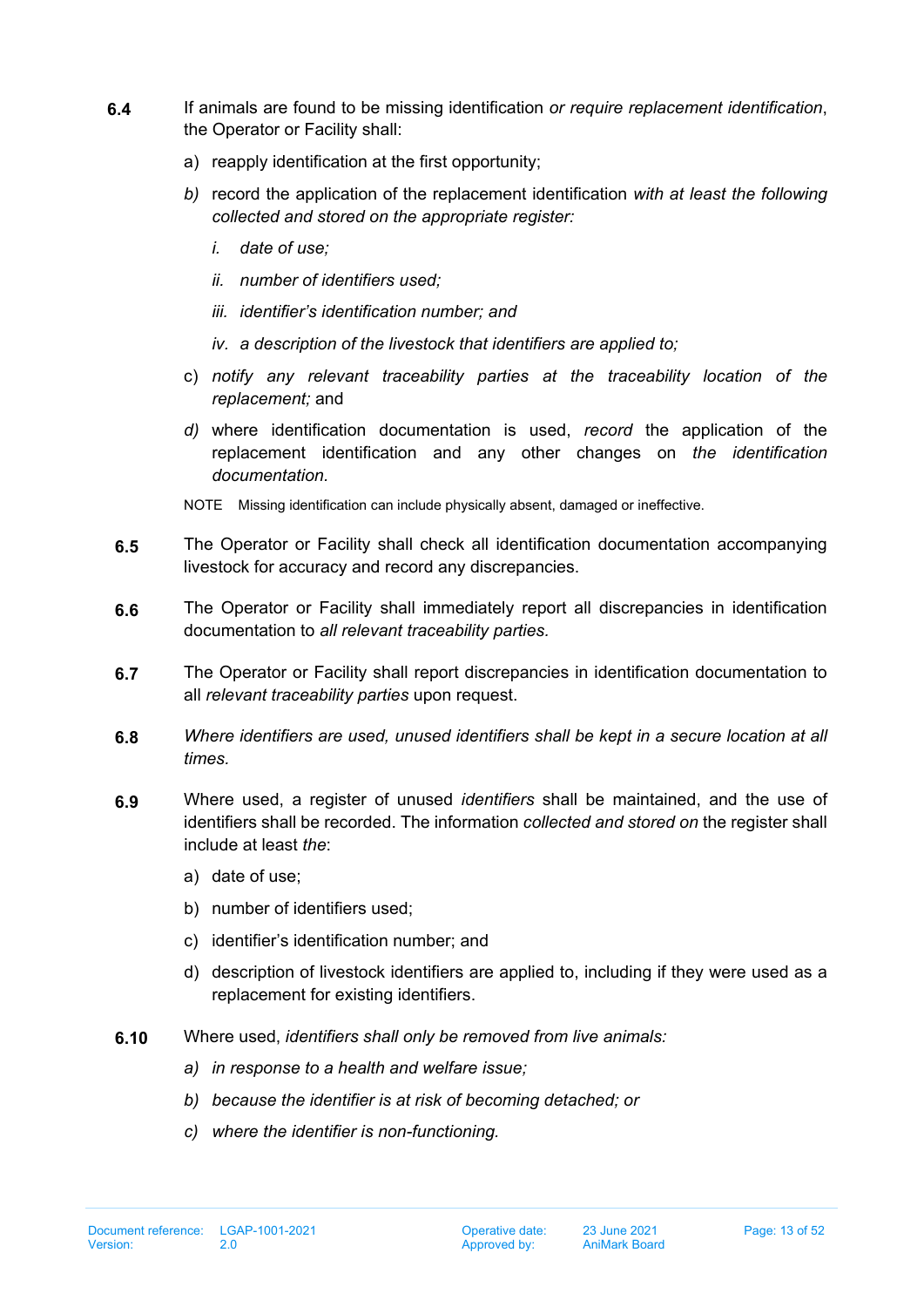**6.4** If animals are found to be missing identification *or require replacement identification*, the Operator or Facility shall:

a) reapply identification at the first opportunity;

*b)* record the application of the replacement identification *with at least the following collected and stored on the appropriate register:*

*i. date of use;*

*ii. number of identifiers used;*

*iii. identifier's identification number; and*

*iv. a description of the livestock that identifiers are applied to;*

c) *notify any relevant traceability parties at the traceability location of the replacement;* and

*d)* where identification documentation is used, *record* the application of the replacement identification and any other changes on *the identification documentation.*

NOTE Missing identification can include physically absent, damaged or ineffective.

**6.5** The Operator or Facility shall check all identification documentation accompanying livestock for accuracy and record any discrepancies.

**6.6** The Operator or Facility shall immediately report all discrepancies in identification documentation to *all relevant traceability parties.*

**6.7** The Operator or Facility shall report discrepancies in identification documentation to all *relevant traceability parties* upon request.

**6.8** *Where identifiers are used, unused identifiers shall be kept in a secure location at all times.*

**6.9** Where used, a register of unused *identifiers* shall be maintained, and the use of identifiers shall be recorded. The information *collected and stored on* the register shall include at least *the*:

a) date of use;

b) number of identifiers used;

c) identifier's identification number; and

d) description of livestock identifiers are applied to, including if they were used as a replacement for existing identifiers.

**6.10** Where used, *identifiers shall only be removed from live animals:*

*a) in response to a health and welfare issue;*

*b) because the identifier is at risk of becoming detached; or*

*c) where the identifier is non-functioning.*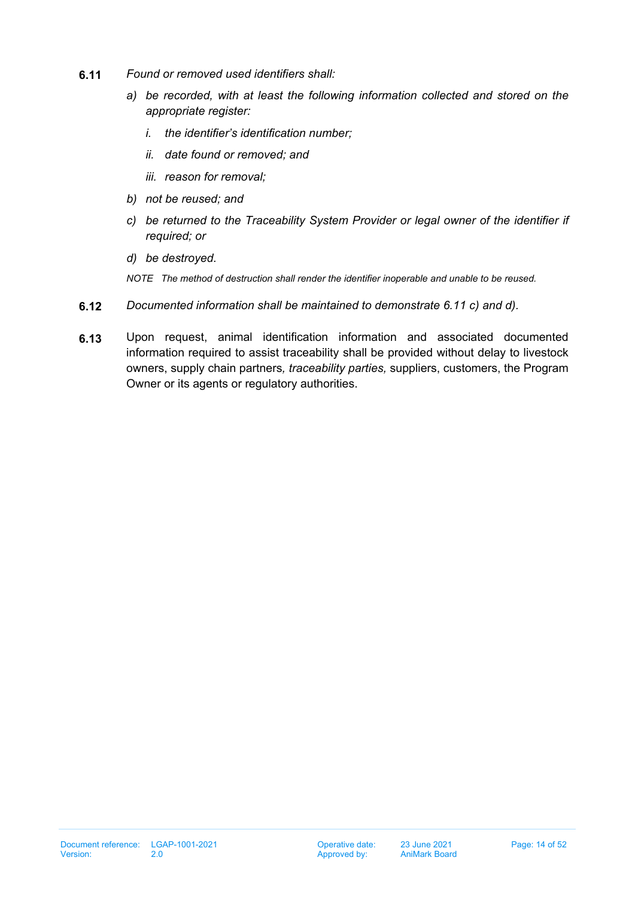**6.11** *Found or removed used identifiers shall:*

*a) be recorded, with at least the following information collected and stored on the appropriate register:*

*i. the identifier's identification number;*

*ii. date found or removed; and*

*iii. reason for removal;*

*b) not be reused; and*

*c) be returned to the Traceability System Provider or legal owner of the identifier if required; or*

*d) be destroyed.*

*NOTE The method of destruction shall render the identifier inoperable and unable to be reused.*

**6.12** *Documented information shall be maintained to demonstrate 6.11 c) and d).*

**6.13** Upon request, animal identification information and associated documented information required to assist traceability shall be provided without delay to livestock owners, supply chain partners*, traceability parties,* suppliers, customers, the Program Owner or its agents or regulatory authorities.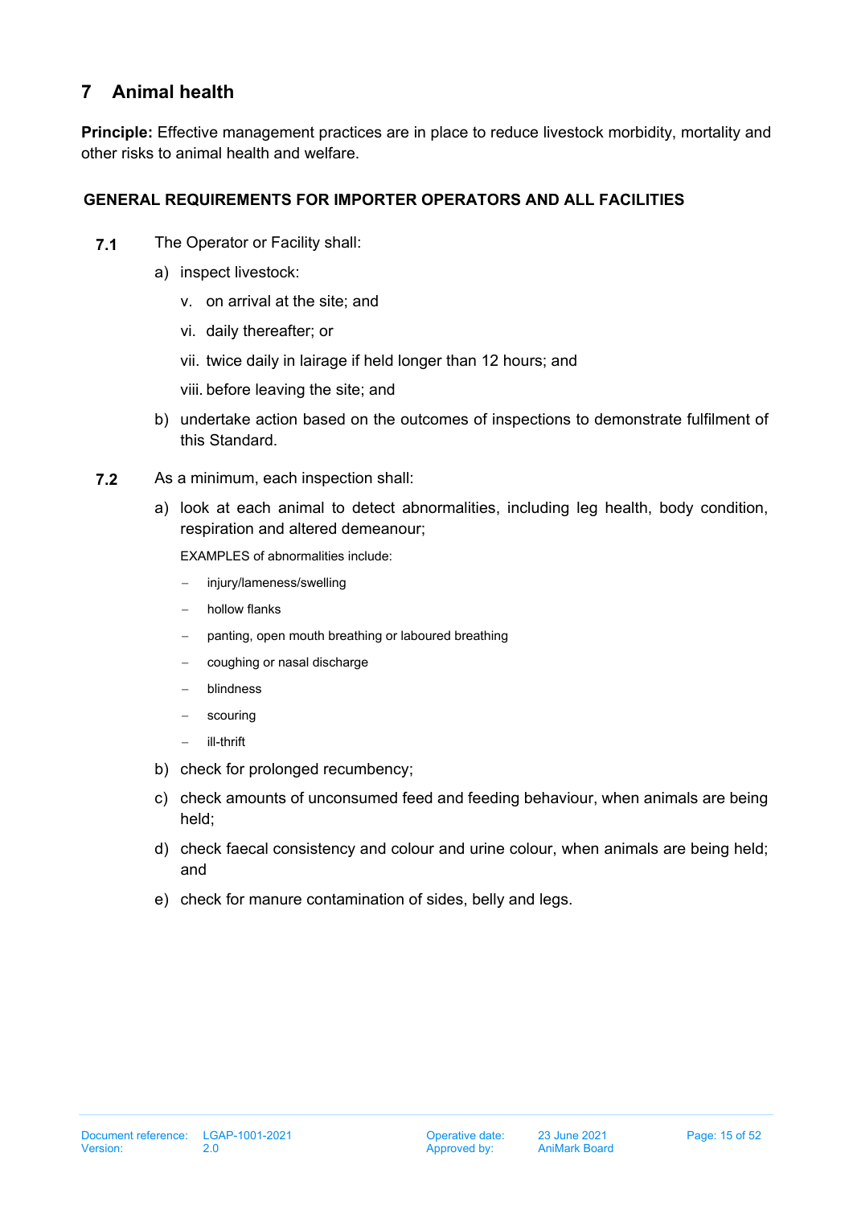# 7 Animal health

**Principle:** Effective management practices are in place to reduce livestock morbidity, mortality and other risks to animal health and welfare.

**GENERAL REQUIREMENTS FOR IMPORTER OPERATORS AND ALL FACILITIES**

**7.1** The Operator or Facility shall:

a) inspect livestock:

   v. on arrival at the site; and

   vi. daily thereafter; or

   vii. twice daily in lairage if held longer than 12 hours; and

   viii. before leaving the site; and

b) undertake action based on the outcomes of inspections to demonstrate fulfilment of this Standard.

**7.2** As a minimum, each inspection shall:

a) look at each animal to detect abnormalities, including leg health, body condition, respiration and altered demeanour;

   EXAMPLES of abnormalities include:

   - injury/lameness/swelling
   - hollow flanks
   - panting, open mouth breathing or laboured breathing
   - coughing or nasal discharge
   - blindness
   - scouring
   - ill-thrift

b) check for prolonged recumbency;

c) check amounts of unconsumed feed and feeding behaviour, when animals are being held;

d) check faecal consistency and colour and urine colour, when animals are being held; and

e) check for manure contamination of sides, belly and legs.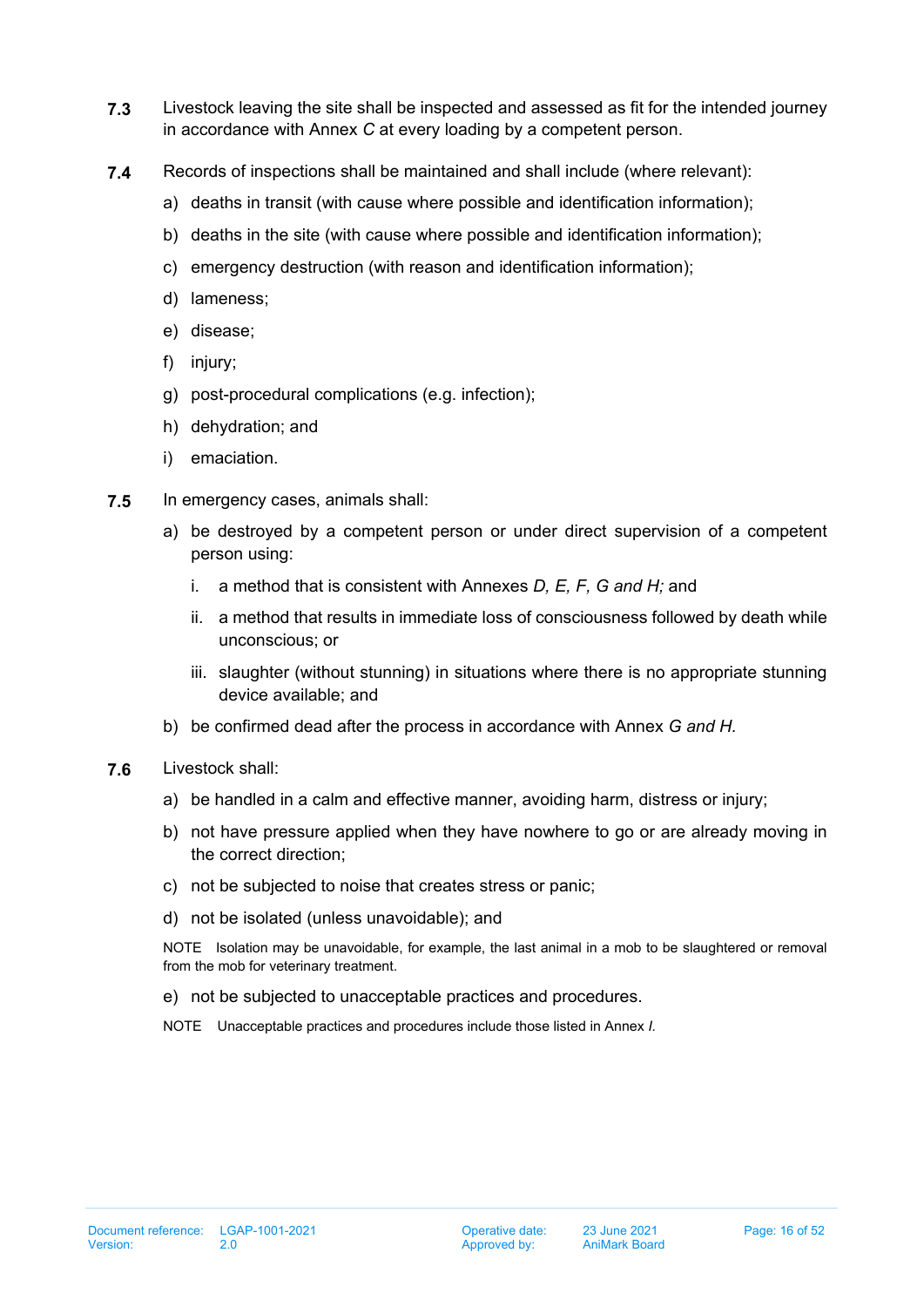**7.3** Livestock leaving the site shall be inspected and assessed as fit for the intended journey in accordance with Annex *C* at every loading by a competent person.

**7.4** Records of inspections shall be maintained and shall include (where relevant):

a) deaths in transit (with cause where possible and identification information);

b) deaths in the site (with cause where possible and identification information);

c) emergency destruction (with reason and identification information);

d) lameness;

e) disease;

f) injury;

g) post-procedural complications (e.g. infection);

h) dehydration; and

i) emaciation.

**7.5** In emergency cases, animals shall:

a) be destroyed by a competent person or under direct supervision of a competent person using:

   i. a method that is consistent with Annexes *D, E, F, G and H;* and

   ii. a method that results in immediate loss of consciousness followed by death while unconscious; or

   iii. slaughter (without stunning) in situations where there is no appropriate stunning device available; and

b) be confirmed dead after the process in accordance with Annex *G and H.*

**7.6** Livestock shall:

a) be handled in a calm and effective manner, avoiding harm, distress or injury;

b) not have pressure applied when they have nowhere to go or are already moving in the correct direction;

c) not be subjected to noise that creates stress or panic;

d) not be isolated (unless unavoidable); and

NOTE Isolation may be unavoidable, for example, the last animal in a mob to be slaughtered or removal from the mob for veterinary treatment.

e) not be subjected to unacceptable practices and procedures.

NOTE Unacceptable practices and procedures include those listed in Annex *I.*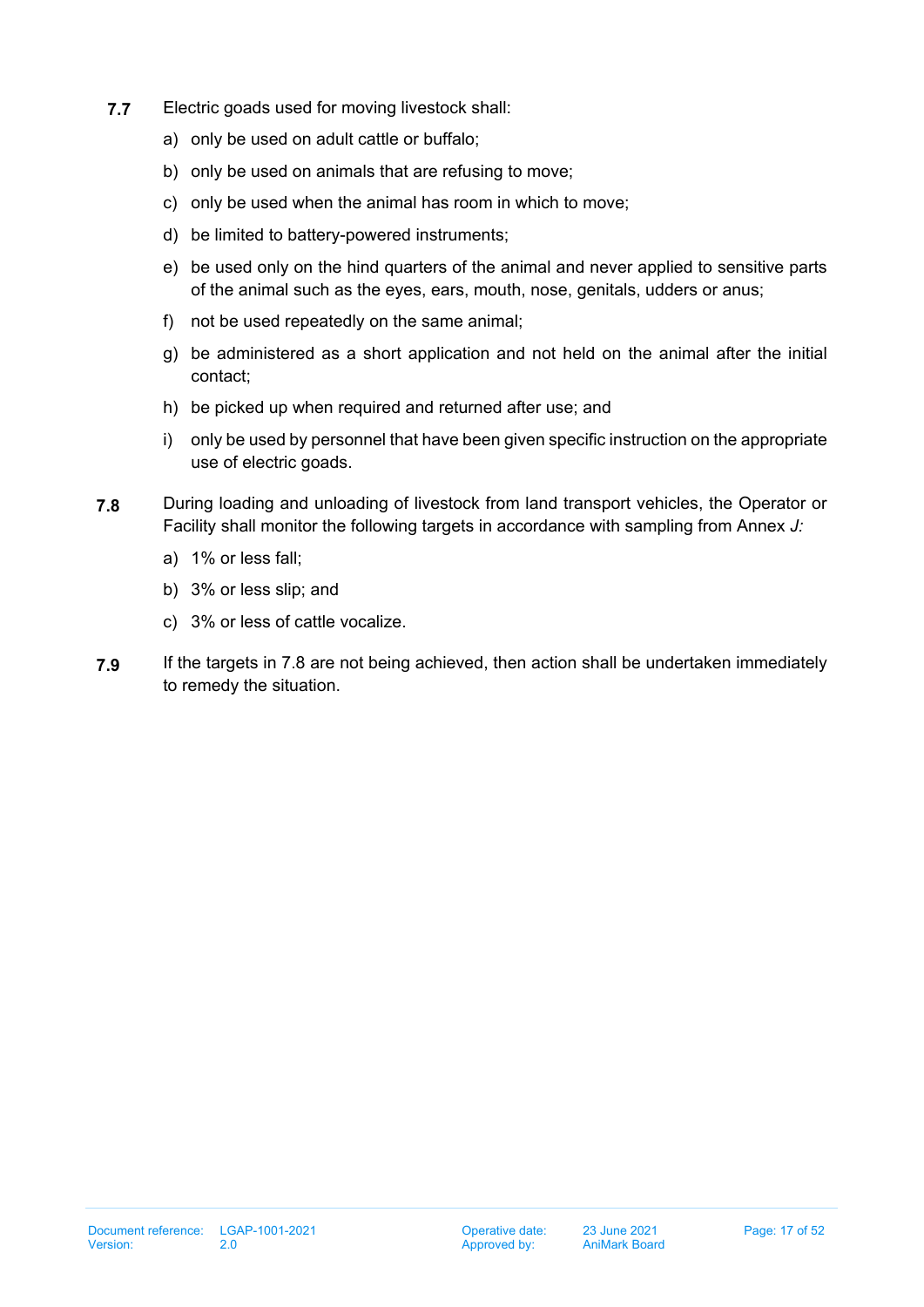**7.7** Electric goads used for moving livestock shall:

a) only be used on adult cattle or buffalo;

b) only be used on animals that are refusing to move;

c) only be used when the animal has room in which to move;

d) be limited to battery-powered instruments;

e) be used only on the hind quarters of the animal and never applied to sensitive parts of the animal such as the eyes, ears, mouth, nose, genitals, udders or anus;

f) not be used repeatedly on the same animal;

g) be administered as a short application and not held on the animal after the initial contact;

h) be picked up when required and returned after use; and

i) only be used by personnel that have been given specific instruction on the appropriate use of electric goads.

**7.8** During loading and unloading of livestock from land transport vehicles, the Operator or Facility shall monitor the following targets in accordance with sampling from Annex *J:*

a) 1% or less fall;

b) 3% or less slip; and

c) 3% or less of cattle vocalize.

**7.9** If the targets in 7.8 are not being achieved, then action shall be undertaken immediately to remedy the situation.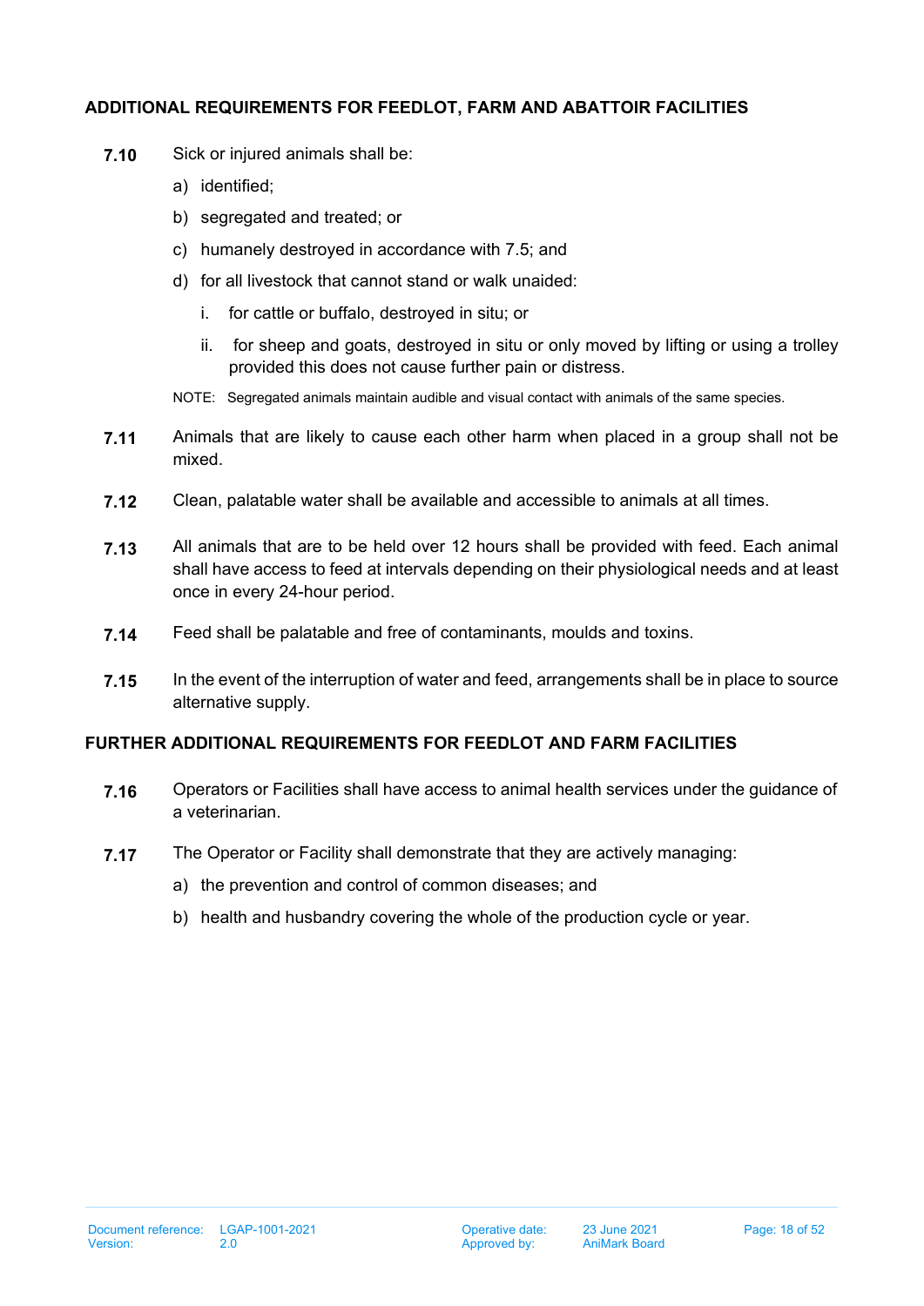### ADDITIONAL REQUIREMENTS FOR FEEDLOT, FARM AND ABATTOIR FACILITIES

**7.10** Sick or injured animals shall be:

a) identified;

b) segregated and treated; or

c) humanely destroyed in accordance with 7.5; and

d) for all livestock that cannot stand or walk unaided:

   i. for cattle or buffalo, destroyed in situ; or

   ii. for sheep and goats, destroyed in situ or only moved by lifting or using a trolley provided this does not cause further pain or distress.

NOTE: Segregated animals maintain audible and visual contact with animals of the same species.

**7.11** Animals that are likely to cause each other harm when placed in a group shall not be mixed.

**7.12** Clean, palatable water shall be available and accessible to animals at all times.

**7.13** All animals that are to be held over 12 hours shall be provided with feed. Each animal shall have access to feed at intervals depending on their physiological needs and at least once in every 24-hour period.

**7.14** Feed shall be palatable and free of contaminants, moulds and toxins.

**7.15** In the event of the interruption of water and feed, arrangements shall be in place to source alternative supply.

### FURTHER ADDITIONAL REQUIREMENTS FOR FEEDLOT AND FARM FACILITIES

**7.16** Operators or Facilities shall have access to animal health services under the guidance of a veterinarian.

**7.17** The Operator or Facility shall demonstrate that they are actively managing:

a) the prevention and control of common diseases; and

b) health and husbandry covering the whole of the production cycle or year.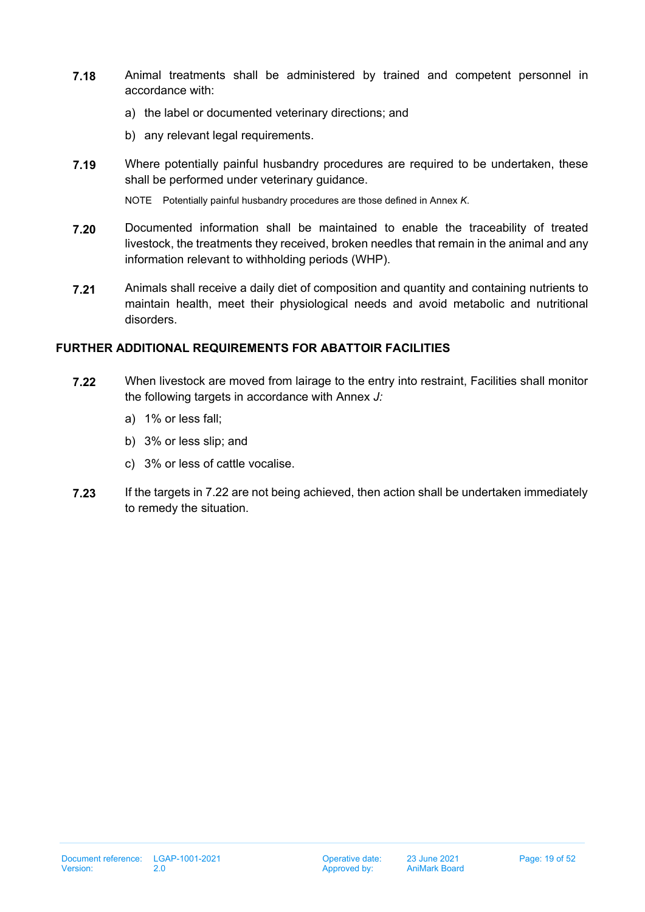**7.18** Animal treatments shall be administered by trained and competent personnel in accordance with:

a) the label or documented veterinary directions; and

b) any relevant legal requirements.

**7.19** Where potentially painful husbandry procedures are required to be undertaken, these shall be performed under veterinary guidance.

NOTE Potentially painful husbandry procedures are those defined in Annex *K*.

**7.20** Documented information shall be maintained to enable the traceability of treated livestock, the treatments they received, broken needles that remain in the animal and any information relevant to withholding periods (WHP).

**7.21** Animals shall receive a daily diet of composition and quantity and containing nutrients to maintain health, meet their physiological needs and avoid metabolic and nutritional disorders.

## FURTHER ADDITIONAL REQUIREMENTS FOR ABATTOIR FACILITIES

**7.22** When livestock are moved from lairage to the entry into restraint, Facilities shall monitor the following targets in accordance with Annex *J:*

a) 1% or less fall;

b) 3% or less slip; and

c) 3% or less of cattle vocalise.

**7.23** If the targets in 7.22 are not being achieved, then action shall be undertaken immediately to remedy the situation.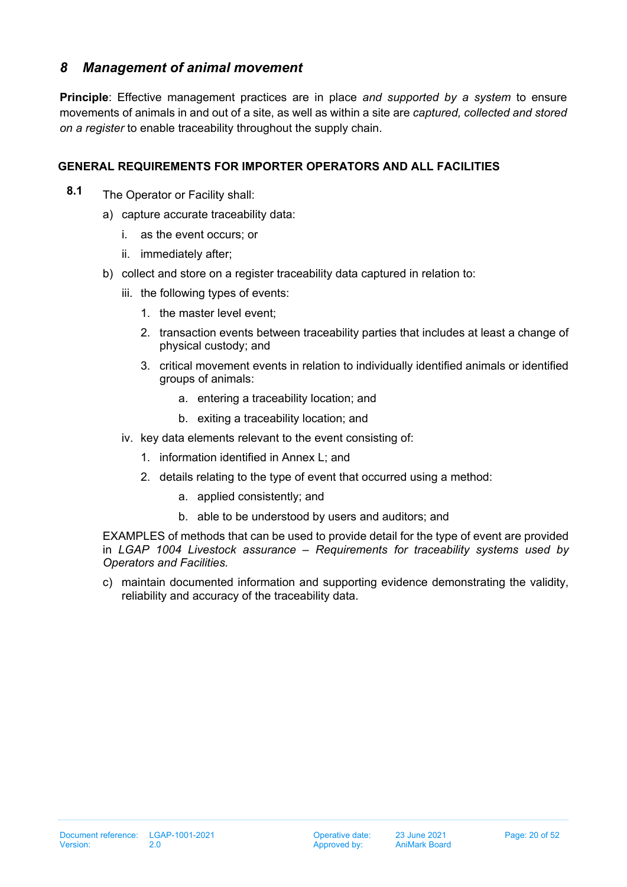## 8 *Management of animal movement*

**Principle**: Effective management practices are in place *and supported by a system* to ensure movements of animals in and out of a site, as well as within a site are *captured, collected and stored on a register* to enable traceability throughout the supply chain.

### GENERAL REQUIREMENTS FOR IMPORTER OPERATORS AND ALL FACILITIES

**8.1** The Operator or Facility shall:

a) capture accurate traceability data:

   i. as the event occurs; or

   ii. immediately after;

b) collect and store on a register traceability data captured in relation to:

   iii. the following types of events:

      1. the master level event;

      2. transaction events between traceability parties that includes at least a change of physical custody; and

      3. critical movement events in relation to individually identified animals or identified groups of animals:

         a. entering a traceability location; and

         b. exiting a traceability location; and

   iv. key data elements relevant to the event consisting of:

      1. information identified in Annex L; and

      2. details relating to the type of event that occurred using a method:

         a. applied consistently; and

         b. able to be understood by users and auditors; and

EXAMPLES of methods that can be used to provide detail for the type of event are provided in *LGAP 1004 Livestock assurance – Requirements for traceability systems used by Operators and Facilities.*

c) maintain documented information and supporting evidence demonstrating the validity, reliability and accuracy of the traceability data.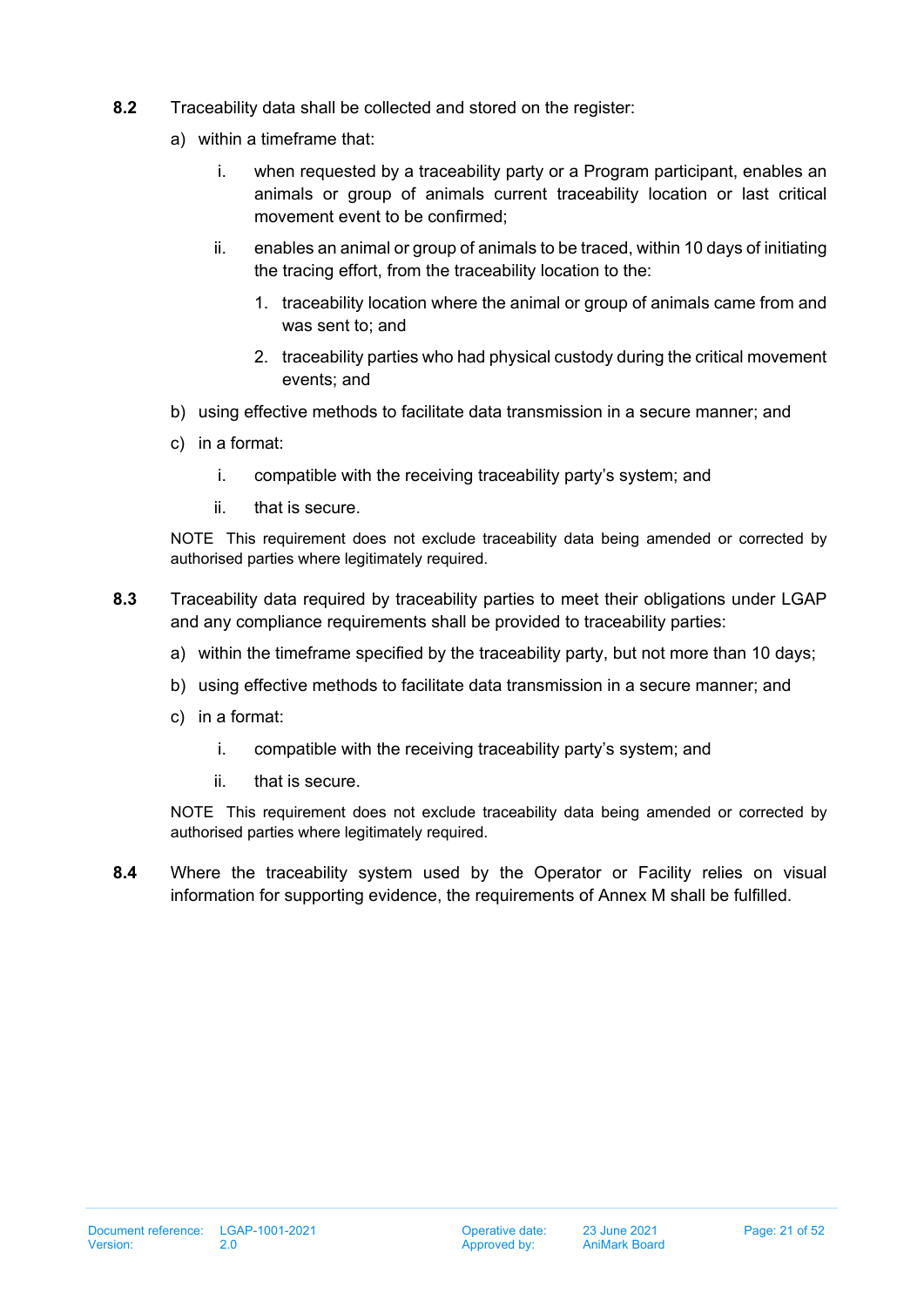**8.2** Traceability data shall be collected and stored on the register:

a) within a timeframe that:

   i. when requested by a traceability party or a Program participant, enables an animals or group of animals current traceability location or last critical movement event to be confirmed;

   ii. enables an animal or group of animals to be traced, within 10 days of initiating the tracing effort, from the traceability location to the:

      1. traceability location where the animal or group of animals came from and was sent to; and

      2. traceability parties who had physical custody during the critical movement events; and

b) using effective methods to facilitate data transmission in a secure manner; and

c) in a format:

   i. compatible with the receiving traceability party's system; and

   ii. that is secure.

NOTE This requirement does not exclude traceability data being amended or corrected by authorised parties where legitimately required.

**8.3** Traceability data required by traceability parties to meet their obligations under LGAP and any compliance requirements shall be provided to traceability parties:

a) within the timeframe specified by the traceability party, but not more than 10 days;

b) using effective methods to facilitate data transmission in a secure manner; and

c) in a format:

   i. compatible with the receiving traceability party's system; and

   ii. that is secure.

NOTE This requirement does not exclude traceability data being amended or corrected by authorised parties where legitimately required.

**8.4** Where the traceability system used by the Operator or Facility relies on visual information for supporting evidence, the requirements of Annex M shall be fulfilled.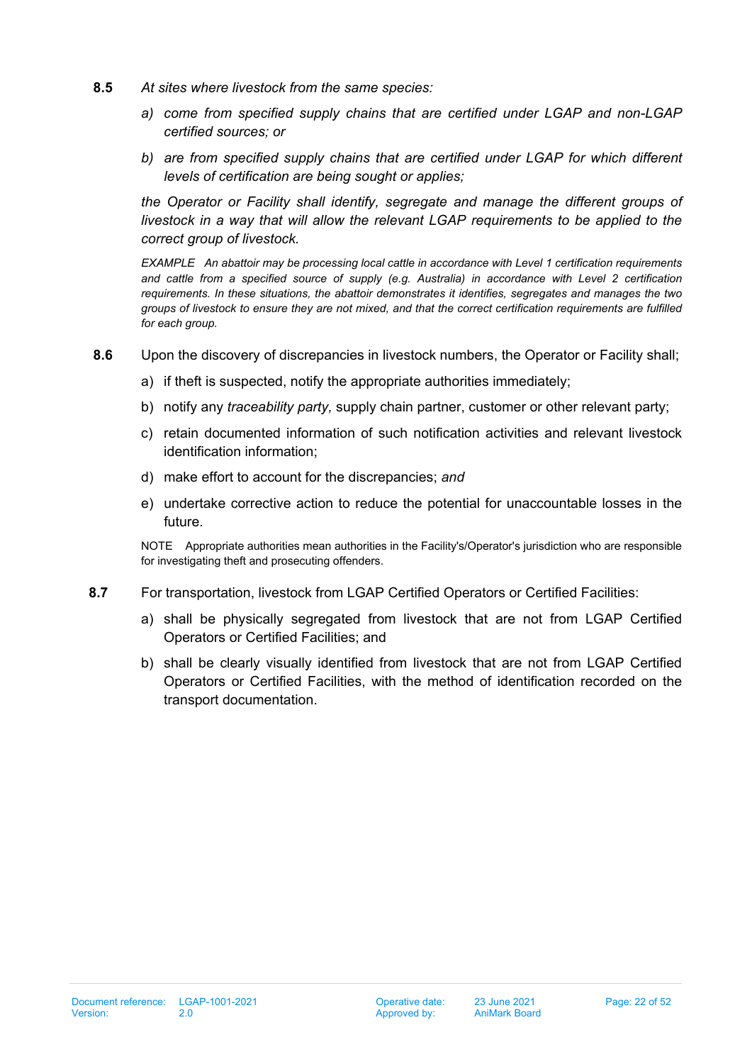**8.5** *At sites where livestock from the same species:*

*a) come from specified supply chains that are certified under LGAP and non-LGAP certified sources; or*

*b) are from specified supply chains that are certified under LGAP for which different levels of certification are being sought or applies;*

*the Operator or Facility shall identify, segregate and manage the different groups of livestock in a way that will allow the relevant LGAP requirements to be applied to the correct group of livestock.*

*EXAMPLE An abattoir may be processing local cattle in accordance with Level 1 certification requirements and cattle from a specified source of supply (e.g. Australia) in accordance with Level 2 certification requirements. In these situations, the abattoir demonstrates it identifies, segregates and manages the two groups of livestock to ensure they are not mixed, and that the correct certification requirements are fulfilled for each group.*

**8.6** Upon the discovery of discrepancies in livestock numbers, the Operator or Facility shall;

a) if theft is suspected, notify the appropriate authorities immediately;

b) notify any *traceability party,* supply chain partner, customer or other relevant party;

c) retain documented information of such notification activities and relevant livestock identification information;

d) make effort to account for the discrepancies; *and*

e) undertake corrective action to reduce the potential for unaccountable losses in the future.

NOTE Appropriate authorities mean authorities in the Facility's/Operator's jurisdiction who are responsible for investigating theft and prosecuting offenders.

**8.7** For transportation, livestock from LGAP Certified Operators or Certified Facilities:

a) shall be physically segregated from livestock that are not from LGAP Certified Operators or Certified Facilities; and

b) shall be clearly visually identified from livestock that are not from LGAP Certified Operators or Certified Facilities, with the method of identification recorded on the transport documentation.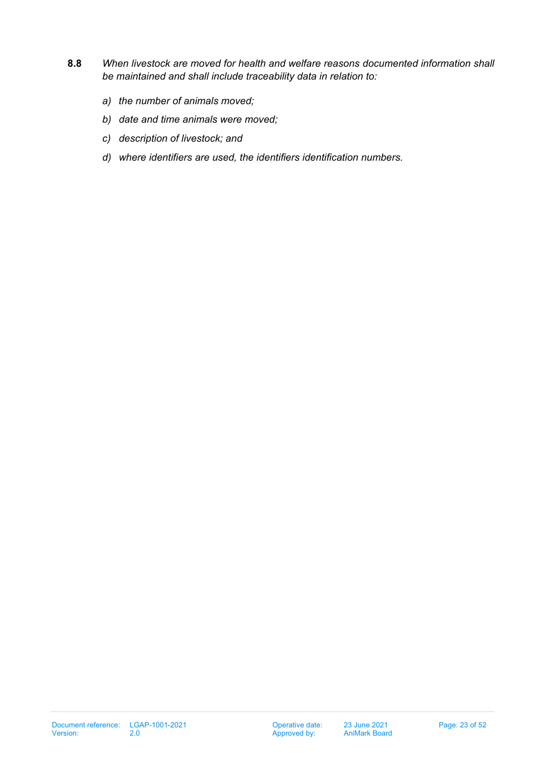**8.8** *When livestock are moved for health and welfare reasons documented information shall be maintained and shall include traceability data in relation to:*

*a) the number of animals moved;*

*b) date and time animals were moved;*

*c) description of livestock; and*

*d) where identifiers are used, the identifiers identification numbers.*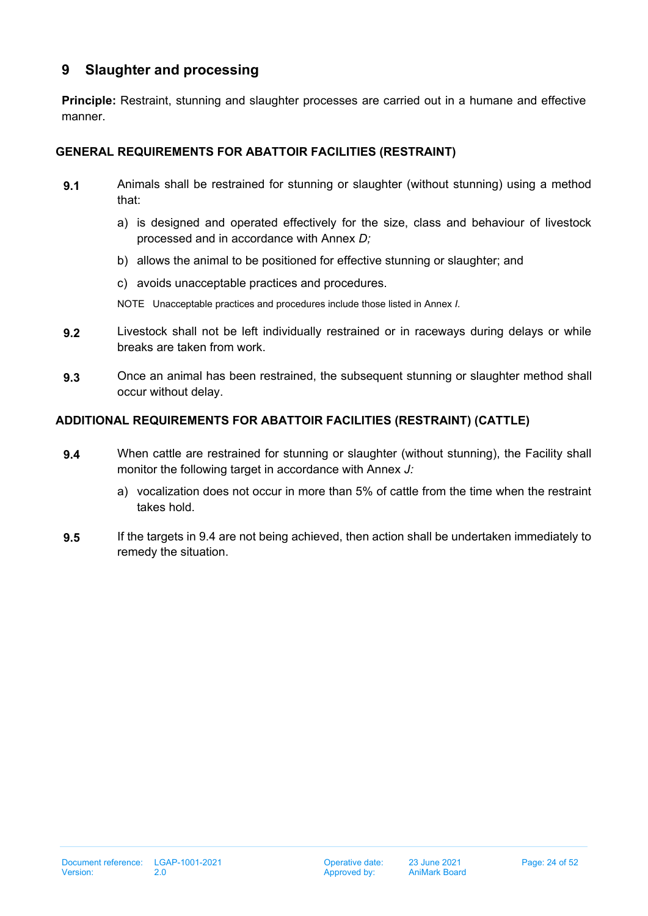## 9 Slaughter and processing

**Principle:** Restraint, stunning and slaughter processes are carried out in a humane and effective manner.

### GENERAL REQUIREMENTS FOR ABATTOIR FACILITIES (RESTRAINT)

**9.1** Animals shall be restrained for stunning or slaughter (without stunning) using a method that:

a) is designed and operated effectively for the size, class and behaviour of livestock processed and in accordance with Annex *D;*

b) allows the animal to be positioned for effective stunning or slaughter; and

c) avoids unacceptable practices and procedures.

NOTE Unacceptable practices and procedures include those listed in Annex *I.*

**9.2** Livestock shall not be left individually restrained or in raceways during delays or while breaks are taken from work.

**9.3** Once an animal has been restrained, the subsequent stunning or slaughter method shall occur without delay.

### ADDITIONAL REQUIREMENTS FOR ABATTOIR FACILITIES (RESTRAINT) (CATTLE)

**9.4** When cattle are restrained for stunning or slaughter (without stunning), the Facility shall monitor the following target in accordance with Annex *J:*

a) vocalization does not occur in more than 5% of cattle from the time when the restraint takes hold.

**9.5** If the targets in 9.4 are not being achieved, then action shall be undertaken immediately to remedy the situation.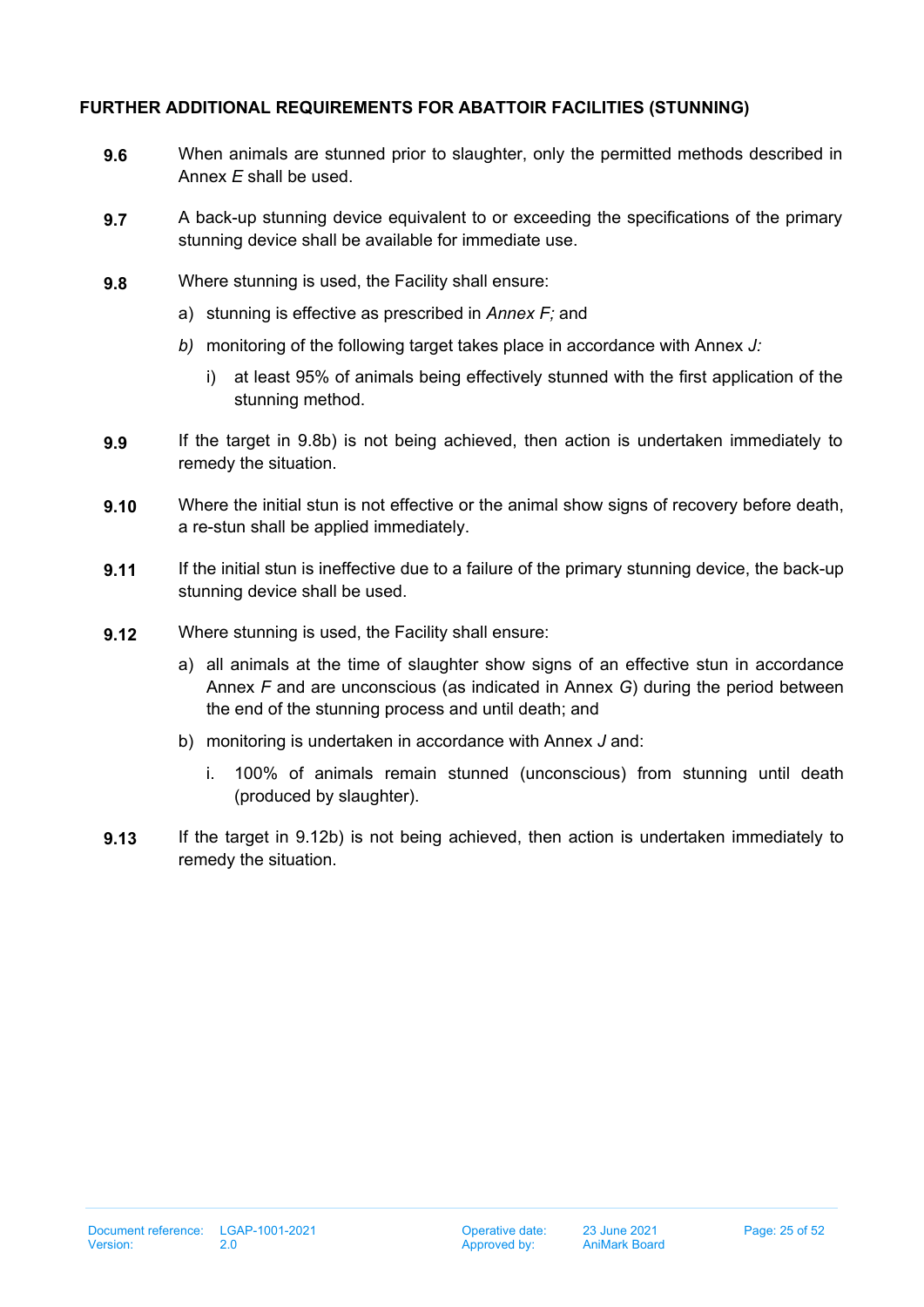**FURTHER ADDITIONAL REQUIREMENTS FOR ABATTOIR FACILITIES (STUNNING)**

**9.6** When animals are stunned prior to slaughter, only the permitted methods described in Annex *E* shall be used.

**9.7** A back-up stunning device equivalent to or exceeding the specifications of the primary stunning device shall be available for immediate use.

**9.8** Where stunning is used, the Facility shall ensure:

a) stunning is effective as prescribed in *Annex F;* and

*b)* monitoring of the following target takes place in accordance with Annex *J:*

  i) at least 95% of animals being effectively stunned with the first application of the stunning method.

**9.9** If the target in 9.8b) is not being achieved, then action is undertaken immediately to remedy the situation.

**9.10** Where the initial stun is not effective or the animal show signs of recovery before death, a re-stun shall be applied immediately.

**9.11** If the initial stun is ineffective due to a failure of the primary stunning device, the back-up stunning device shall be used.

**9.12** Where stunning is used, the Facility shall ensure:

a) all animals at the time of slaughter show signs of an effective stun in accordance Annex *F* and are unconscious (as indicated in Annex *G*) during the period between the end of the stunning process and until death; and

b) monitoring is undertaken in accordance with Annex *J* and:

  i. 100% of animals remain stunned (unconscious) from stunning until death (produced by slaughter).

**9.13** If the target in 9.12b) is not being achieved, then action is undertaken immediately to remedy the situation.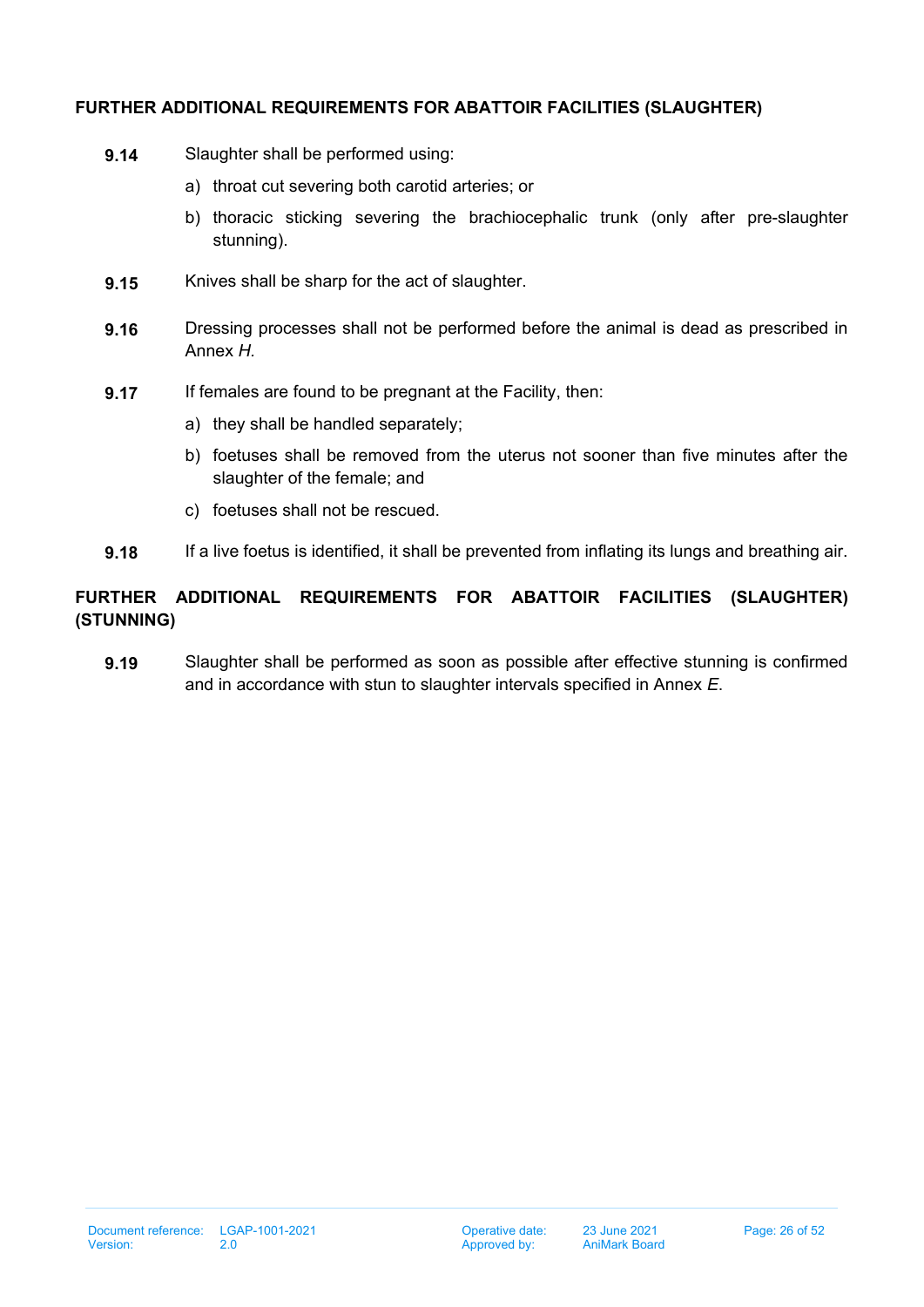**FURTHER ADDITIONAL REQUIREMENTS FOR ABATTOIR FACILITIES (SLAUGHTER)**

**9.14** Slaughter shall be performed using:

a) throat cut severing both carotid arteries; or

b) thoracic sticking severing the brachiocephalic trunk (only after pre-slaughter stunning).

**9.15** Knives shall be sharp for the act of slaughter.

**9.16** Dressing processes shall not be performed before the animal is dead as prescribed in Annex *H.*

**9.17** If females are found to be pregnant at the Facility, then:

a) they shall be handled separately;

b) foetuses shall be removed from the uterus not sooner than five minutes after the slaughter of the female; and

c) foetuses shall not be rescued.

**9.18** If a live foetus is identified, it shall be prevented from inflating its lungs and breathing air.

**FURTHER ADDITIONAL REQUIREMENTS FOR ABATTOIR FACILITIES (SLAUGHTER) (STUNNING)**

**9.19** Slaughter shall be performed as soon as possible after effective stunning is confirmed and in accordance with stun to slaughter intervals specified in Annex *E*.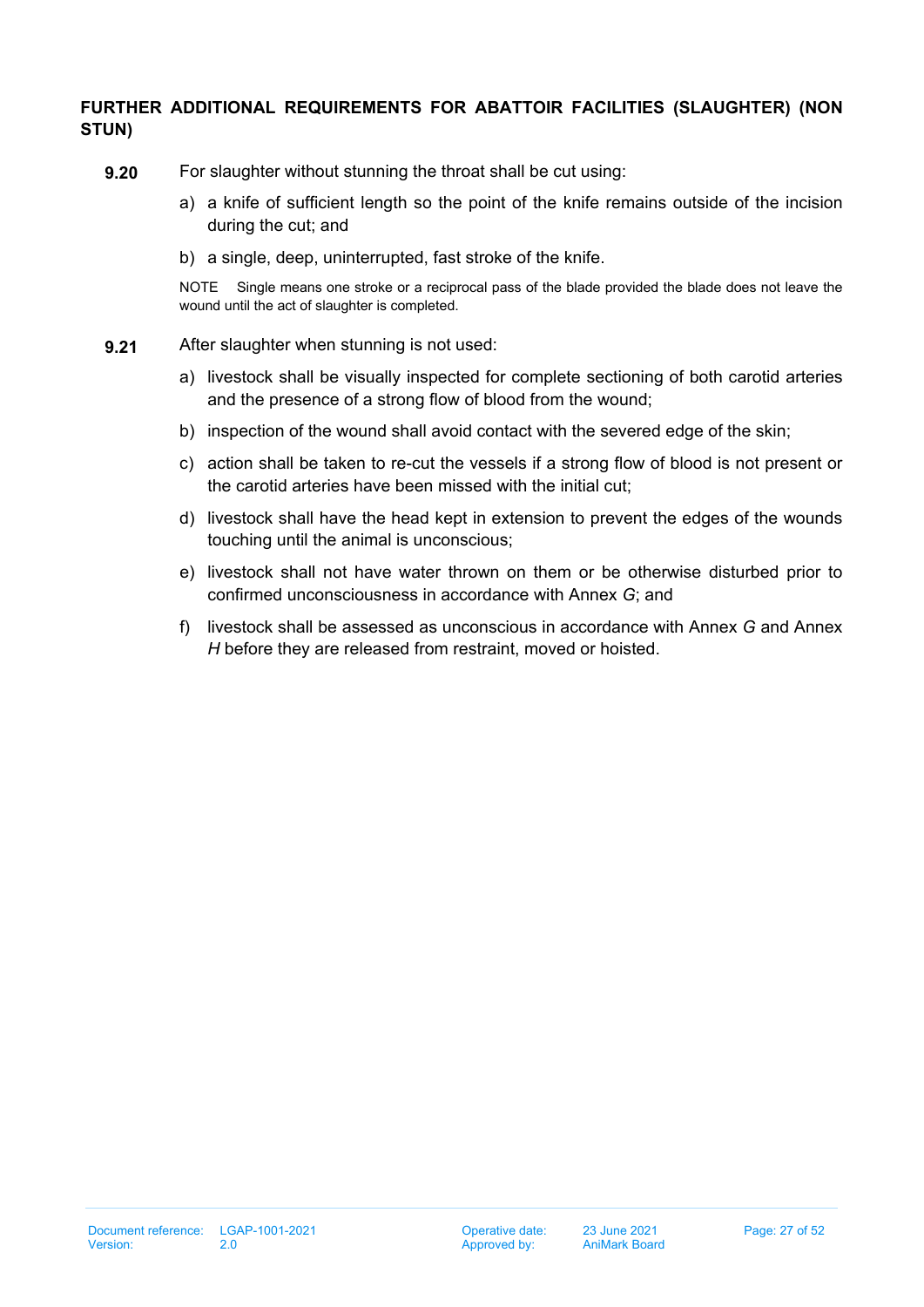**FURTHER ADDITIONAL REQUIREMENTS FOR ABATTOIR FACILITIES (SLAUGHTER) (NON STUN)**

**9.20** For slaughter without stunning the throat shall be cut using:

a) a knife of sufficient length so the point of the knife remains outside of the incision during the cut; and

b) a single, deep, uninterrupted, fast stroke of the knife.

NOTE Single means one stroke or a reciprocal pass of the blade provided the blade does not leave the wound until the act of slaughter is completed.

**9.21** After slaughter when stunning is not used:

a) livestock shall be visually inspected for complete sectioning of both carotid arteries and the presence of a strong flow of blood from the wound;

b) inspection of the wound shall avoid contact with the severed edge of the skin;

c) action shall be taken to re-cut the vessels if a strong flow of blood is not present or the carotid arteries have been missed with the initial cut;

d) livestock shall have the head kept in extension to prevent the edges of the wounds touching until the animal is unconscious;

e) livestock shall not have water thrown on them or be otherwise disturbed prior to confirmed unconsciousness in accordance with Annex *G*; and

f) livestock shall be assessed as unconscious in accordance with Annex *G* and Annex *H* before they are released from restraint, moved or hoisted.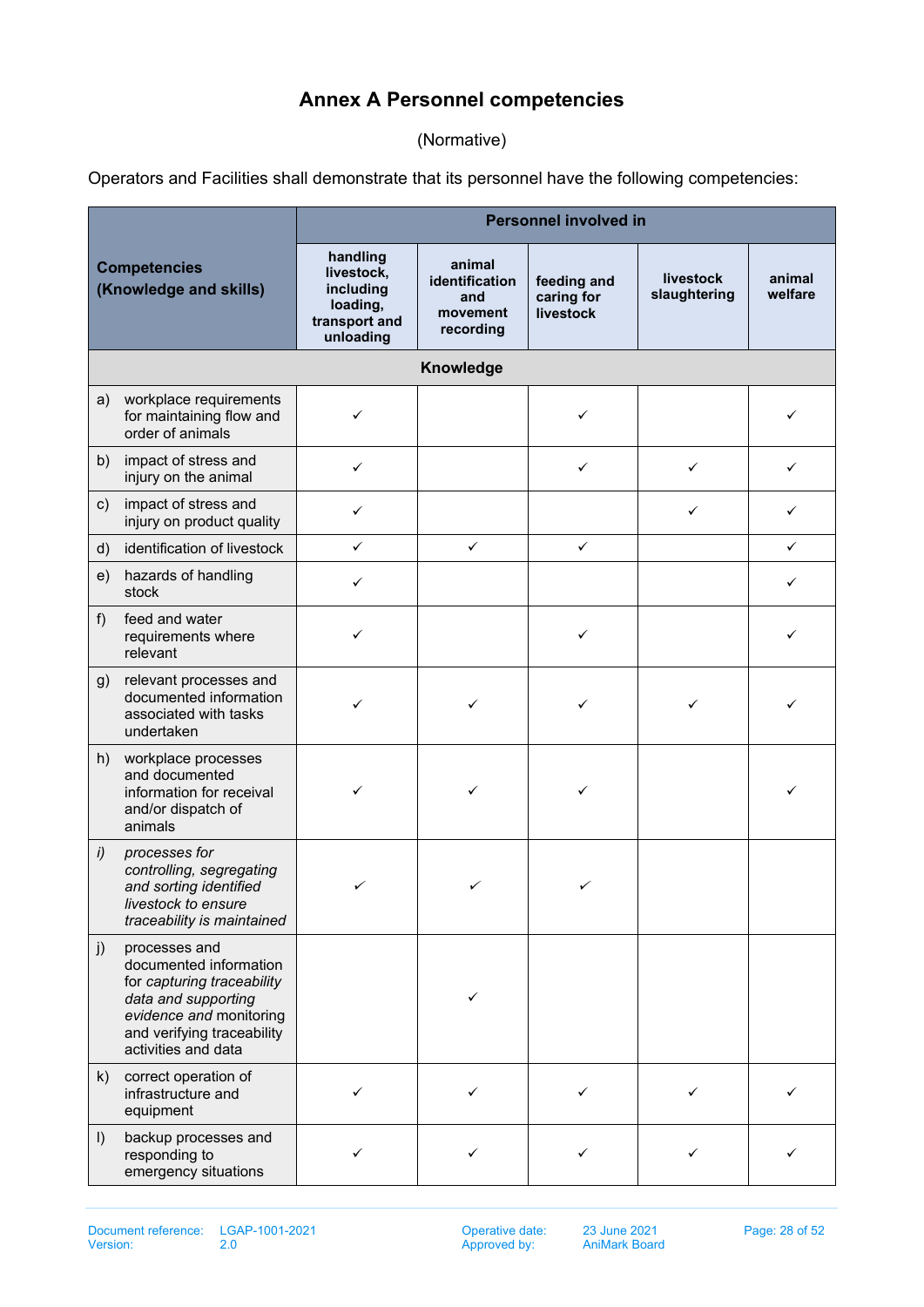# Annex A Personnel competencies

(Normative)

Operators and Facilities shall demonstrate that its personnel have the following competencies:

| **Competencies (Knowledge and skills)** | **Personnel involved in** | | | | |
|---|---|---|---|---|---|
| | **handling livestock, including loading, transport and unloading** | **animal identification and movement recording** | **feeding and caring for livestock** | **livestock slaughtering** | **animal welfare** |
| **Knowledge** | | | | | |
| a) workplace requirements for maintaining flow and order of animals | ✓ | | ✓ | | ✓ |
| b) impact of stress and injury on the animal | ✓ | | ✓ | ✓ | ✓ |
| c) impact of stress and injury on product quality | ✓ | | | ✓ | ✓ |
| d) identification of livestock | ✓ | ✓ | ✓ | | ✓ |
| e) hazards of handling stock | ✓ | | | | ✓ |
| f) feed and water requirements where relevant | ✓ | | ✓ | | ✓ |
| g) relevant processes and documented information associated with tasks undertaken | ✓ | ✓ | ✓ | ✓ | ✓ |
| h) workplace processes and documented information for receival and/or dispatch of animals | ✓ | ✓ | ✓ | | ✓ |
| *i) processes for controlling, segregating and sorting identified livestock to ensure traceability is maintained* | ✓ | ✓ | ✓ | | |
| j) processes and documented information for *capturing traceability data and supporting evidence and* monitoring and verifying traceability activities and data | | ✓ | | | |
| k) correct operation of infrastructure and equipment | ✓ | ✓ | ✓ | ✓ | ✓ |
| l) backup processes and responding to emergency situations | ✓ | ✓ | ✓ | ✓ | ✓ |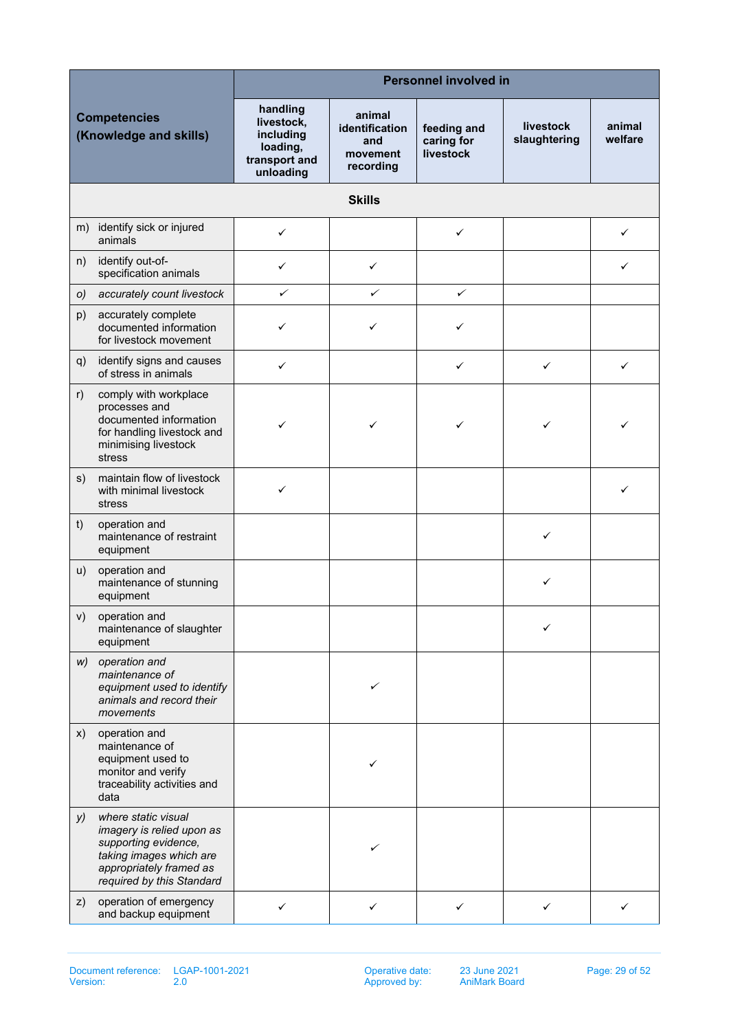| Competencies (Knowledge and skills) | Personnel involved in | | | | |
|---|---|---|---|---|---|
| | handling livestock, including loading, transport and unloading | animal identification and movement recording | feeding and caring for livestock | livestock slaughtering | animal welfare |
| **Skills** | | | | | |
| m) identify sick or injured animals | ✓ | | ✓ | | ✓ |
| n) identify out-of-specification animals | ✓ | ✓ | | | ✓ |
| *o) accurately count livestock* | ✓ | ✓ | ✓ | | |
| p) accurately complete documented information for livestock movement | ✓ | ✓ | ✓ | | |
| q) identify signs and causes of stress in animals | ✓ | | ✓ | ✓ | ✓ |
| r) comply with workplace processes and documented information for handling livestock and minimising livestock stress | ✓ | ✓ | ✓ | ✓ | ✓ |
| s) maintain flow of livestock with minimal livestock stress | ✓ | | | | ✓ |
| t) operation and maintenance of restraint equipment | | | | ✓ | |
| u) operation and maintenance of stunning equipment | | | | ✓ | |
| v) operation and maintenance of slaughter equipment | | | | ✓ | |
| *w) operation and maintenance of equipment used to identify animals and record their movements* | | ✓ | | | |
| x) operation and maintenance of equipment used to monitor and verify traceability activities and data | | ✓ | | | |
| *y) where static visual imagery is relied upon as supporting evidence, taking images which are appropriately framed as required by this Standard* | | ✓ | | | |
| z) operation of emergency and backup equipment | ✓ | ✓ | ✓ | ✓ | ✓ |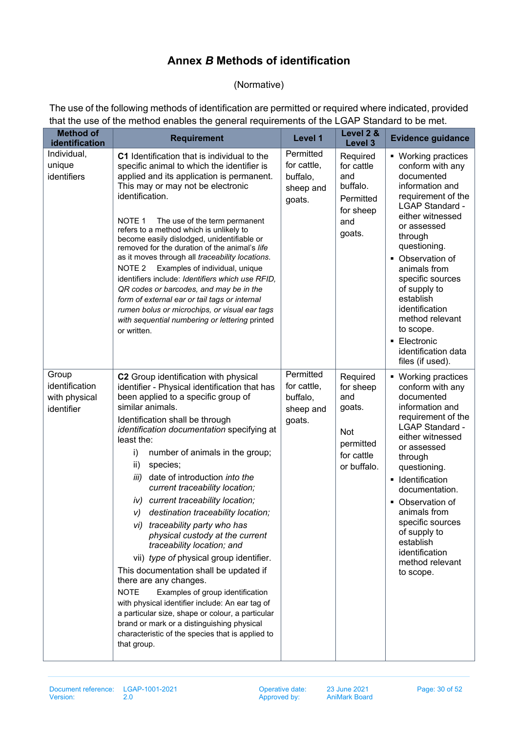# Annex *B* Methods of identification

(Normative)

The use of the following methods of identification are permitted or required where indicated, provided that the use of the method enables the general requirements of the LGAP Standard to be met.

| Method of identification | Requirement | Level 1 | Level 2 & Level 3 | Evidence guidance |
|---|---|---|---|---|
| Individual, unique identifiers | **C1** Identification that is individual to the specific animal to which the identifier is applied and its application is permanent. This may or may not be electronic identification.<br><br>NOTE 1 The use of the term permanent refers to a method which is unlikely to become easily dislodged, unidentifiable or removed for the duration of the animal's *life* as it moves through all *traceability locations*.<br>NOTE 2 Examples of individual, unique identifiers include: *Identifiers which use RFID, QR codes or barcodes, and may be in the form of external ear or tail tags or internal rumen bolus or microchips, or visual ear tags with sequential numbering or lettering* printed or written. | Permitted for cattle, buffalo, sheep and goats. | Required for cattle and buffalo.<br>Permitted for sheep and goats. | ▪ Working practices conform with any documented information and requirement of the LGAP Standard - either witnessed or assessed through questioning.<br>▪ Observation of animals from specific sources of supply to establish identification method relevant to scope.<br>▪ Electronic identification data files (if used). |
| Group identification with physical identifier | **C2** Group identification with physical identifier - Physical identification that has been applied to a specific group of similar animals.<br>Identification shall be through *identification documentation* specifying at least the:<br>i) number of animals in the group;<br>ii) species;<br>*iii)* date of introduction *into the current traceability location;*<br>*iv) current traceability location;*<br>*v) destination traceability location;*<br>*vi) traceability party who has physical custody at the current traceability location;* and<br>vii) *type of* physical group identifier.<br>This documentation shall be updated if there are any changes.<br>NOTE Examples of group identification with physical identifier include: An ear tag of a particular size, shape or colour, a particular brand or mark or a distinguishing physical characteristic of the species that is applied to that group. | Permitted for cattle, buffalo, sheep and goats. | Required for sheep and goats.<br><br>Not permitted for cattle or buffalo. | ▪ Working practices conform with any documented information and requirement of the LGAP Standard - either witnessed or assessed through questioning.<br>▪ Identification documentation.<br>▪ Observation of animals from specific sources of supply to establish identification method relevant to scope. |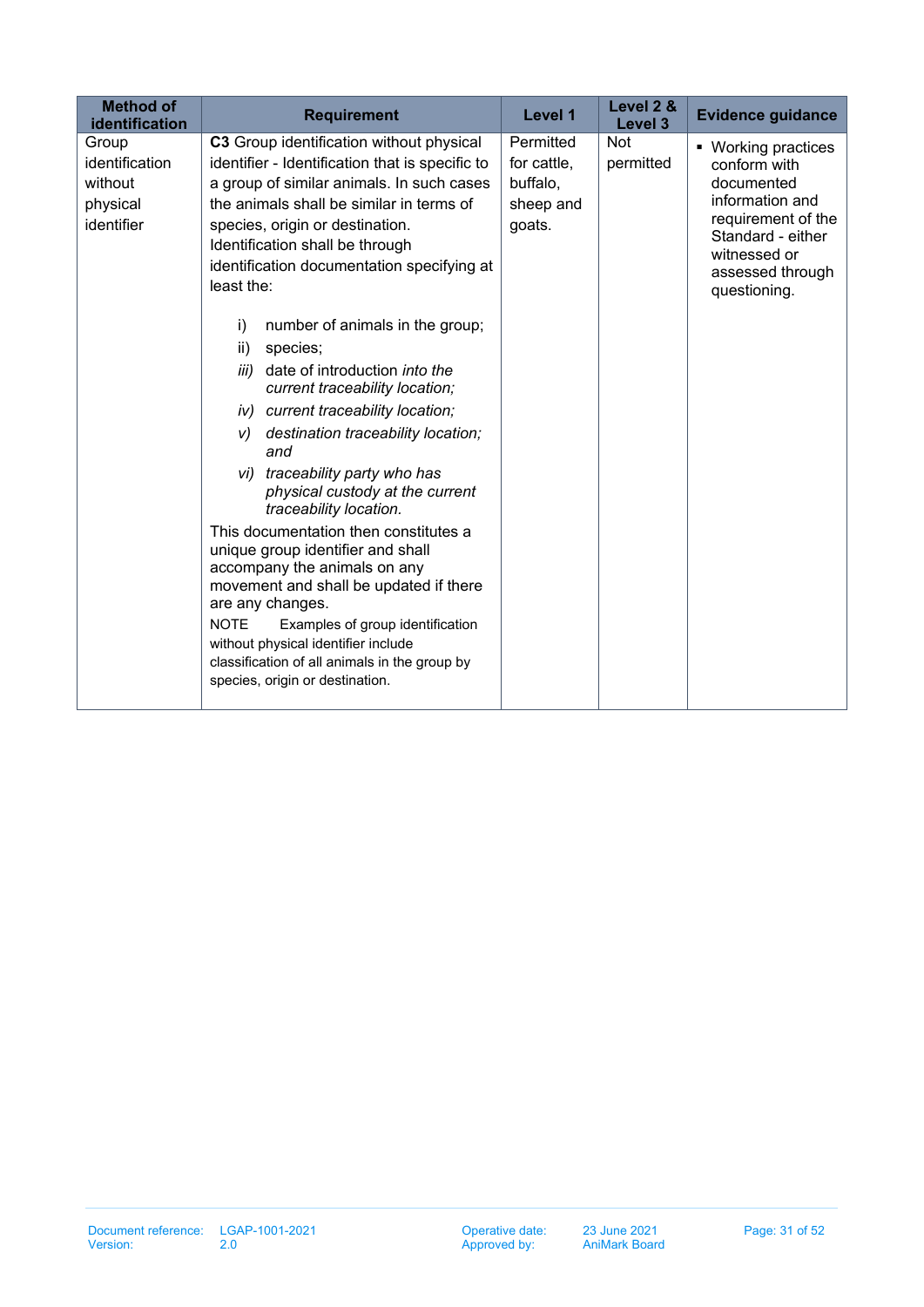| Method of identification | Requirement | Level 1 | Level 2 & Level 3 | Evidence guidance |
|---|---|---|---|---|
| Group identification without physical identifier | **C3** Group identification without physical identifier - Identification that is specific to a group of similar animals. In such cases the animals shall be similar in terms of species, origin or destination. Identification shall be through identification documentation specifying at least the:<br><br>i) number of animals in the group;<br>ii) species;<br>*iii) date of introduction into the current traceability location;*<br>*iv) current traceability location;*<br>*v) destination traceability location; and*<br>*vi) traceability party who has physical custody at the current traceability location.*<br><br>This documentation then constitutes a unique group identifier and shall accompany the animals on any movement and shall be updated if there are any changes.<br><br>NOTE Examples of group identification without physical identifier include classification of all animals in the group by species, origin or destination. | Permitted for cattle, buffalo, sheep and goats. | Not permitted | ▪ Working practices conform with documented information and requirement of the Standard - either witnessed or assessed through questioning. |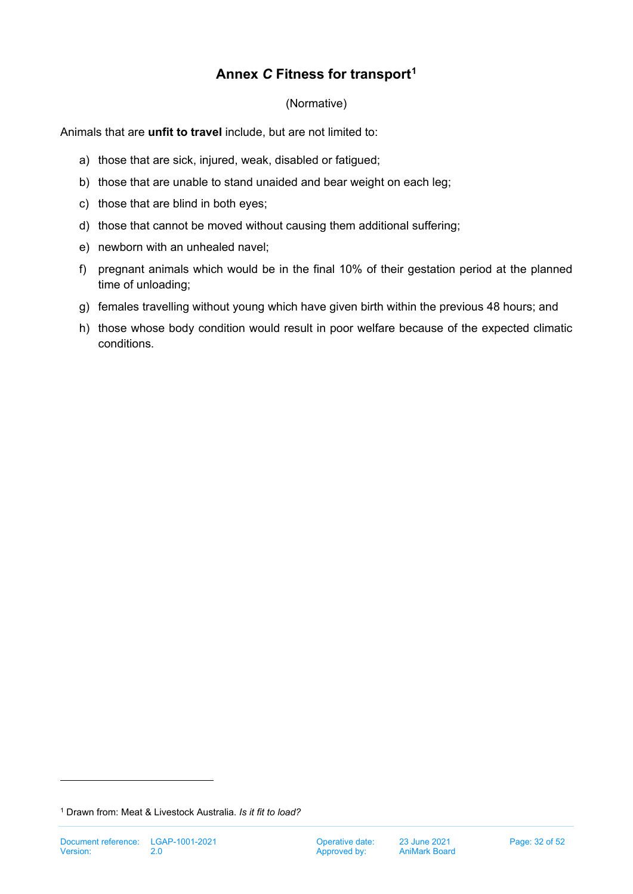# Annex *C* Fitness for transport[1]

(Normative)

Animals that are **unfit to travel** include, but are not limited to:

a) those that are sick, injured, weak, disabled or fatigued;

b) those that are unable to stand unaided and bear weight on each leg;

c) those that are blind in both eyes;

d) those that cannot be moved without causing them additional suffering;

e) newborn with an unhealed navel;

f) pregnant animals which would be in the final 10% of their gestation period at the planned time of unloading;

g) females travelling without young which have given birth within the previous 48 hours; and

h) those whose body condition would result in poor welfare because of the expected climatic conditions.

[1] Drawn from: Meat & Livestock Australia. *Is it fit to load?*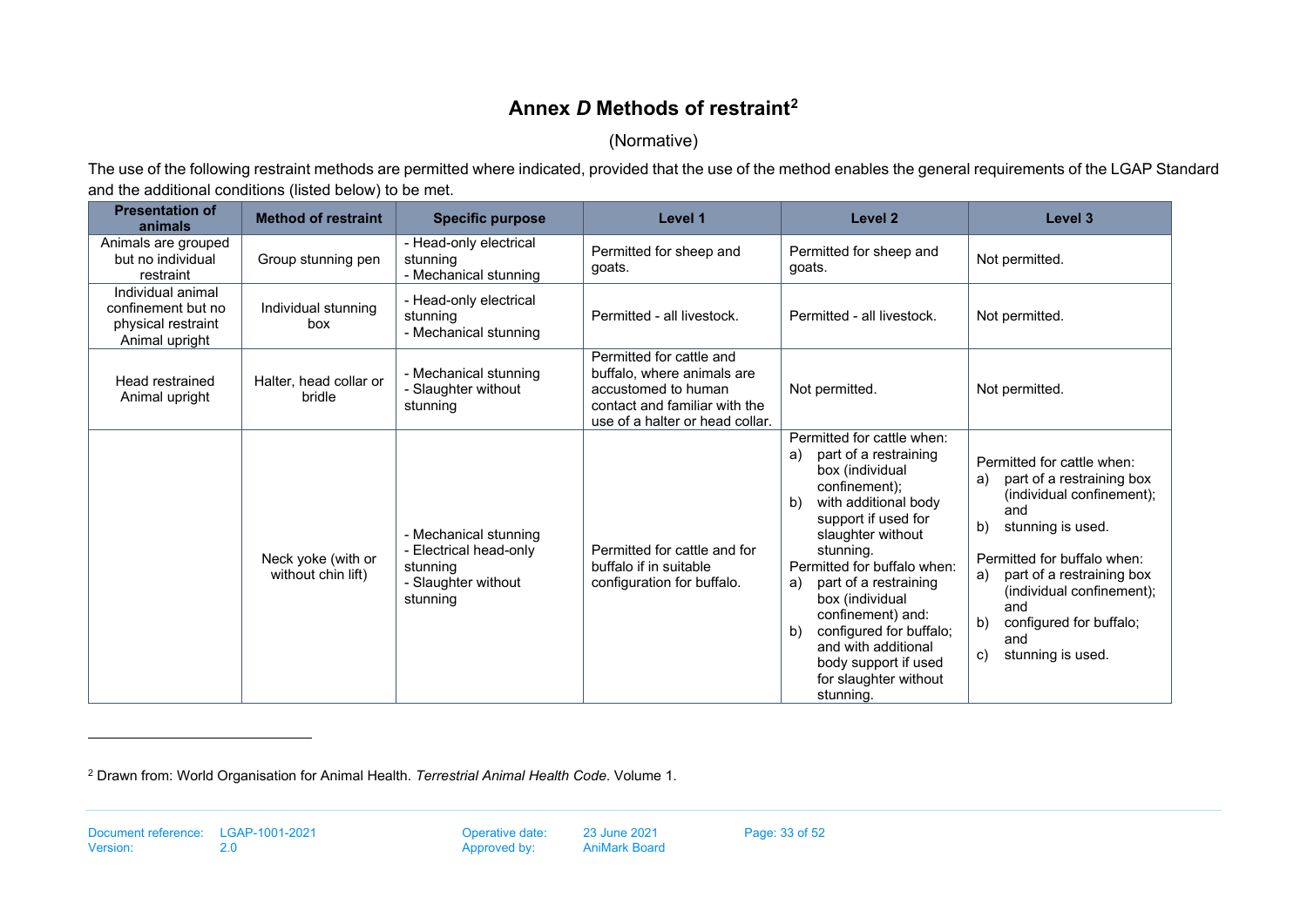# Annex *D* Methods of restraint[2]

(Normative)

The use of the following restraint methods are permitted where indicated, provided that the use of the method enables the general requirements of the LGAP Standard and the additional conditions (listed below) to be met.

| Presentation of animals | Method of restraint | Specific purpose | Level 1 | Level 2 | Level 3 |
|---|---|---|---|---|---|
| Animals are grouped but no individual restraint | Group stunning pen | - Head-only electrical stunning<br>- Mechanical stunning | Permitted for sheep and goats. | Permitted for sheep and goats. | Not permitted. |
| Individual animal confinement but no physical restraint<br>Animal upright | Individual stunning box | - Head-only electrical stunning<br>- Mechanical stunning | Permitted - all livestock. | Permitted - all livestock. | Not permitted. |
| Head restrained<br>Animal upright | Halter, head collar or bridle | - Mechanical stunning<br>- Slaughter without stunning | Permitted for cattle and buffalo, where animals are accustomed to human contact and familiar with the use of a halter or head collar. | Not permitted. | Not permitted. |
| | Neck yoke (with or without chin lift) | - Mechanical stunning<br>- Electrical head-only stunning<br>- Slaughter without stunning | Permitted for cattle and for buffalo if in suitable configuration for buffalo. | Permitted for cattle when:<br>a) part of a restraining box (individual confinement);<br>b) with additional body support if used for slaughter without stunning.<br>Permitted for buffalo when:<br>a) part of a restraining box (individual confinement) and:<br>b) configured for buffalo; and with additional body support if used for slaughter without stunning. | Permitted for cattle when:<br>a) part of a restraining box (individual confinement); and<br>b) stunning is used.<br><br>Permitted for buffalo when:<br>a) part of a restraining box (individual confinement); and<br>b) configured for buffalo; and<br>c) stunning is used. |

[2] Drawn from: World Organisation for Animal Health. *Terrestrial Animal Health Code*. Volume 1.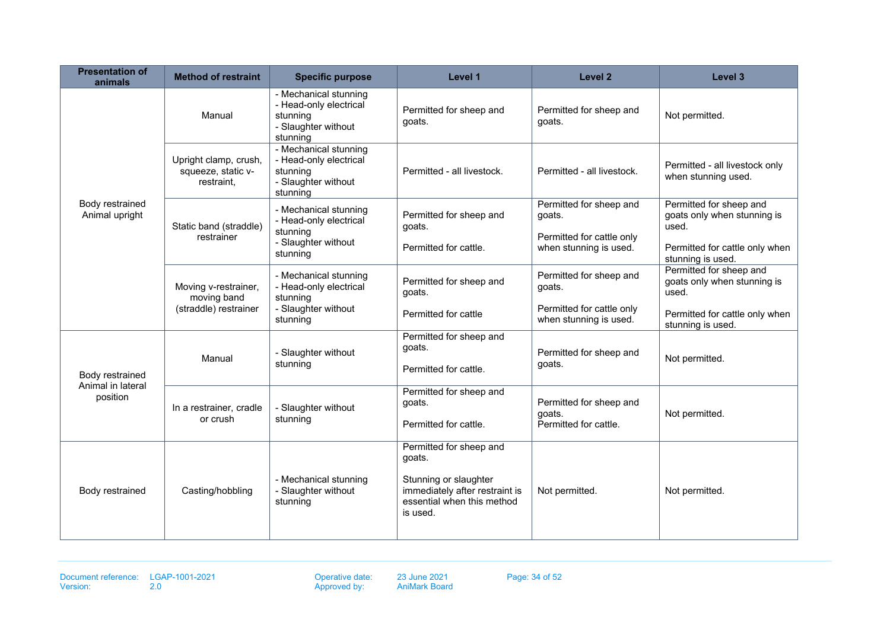| Presentation of animals | Method of restraint | Specific purpose | Level 1 | Level 2 | Level 3 |
|---|---|---|---|---|---|
| Body restrained Animal upright | Manual | - Mechanical stunning<br>- Head-only electrical stunning<br>- Slaughter without stunning | Permitted for sheep and goats. | Permitted for sheep and goats. | Not permitted. |
| | Upright clamp, crush, squeeze, static v-restraint, | - Mechanical stunning<br>- Head-only electrical stunning<br>- Slaughter without stunning | Permitted - all livestock. | Permitted - all livestock. | Permitted - all livestock only when stunning used. |
| | Static band (straddle) restrainer | - Mechanical stunning<br>- Head-only electrical stunning<br>- Slaughter without stunning | Permitted for sheep and goats.<br><br>Permitted for cattle. | Permitted for sheep and goats.<br><br>Permitted for cattle only when stunning is used. | Permitted for sheep and goats only when stunning is used.<br><br>Permitted for cattle only when stunning is used. |
| | Moving v-restrainer, moving band (straddle) restrainer | - Mechanical stunning<br>- Head-only electrical stunning<br>- Slaughter without stunning | Permitted for sheep and goats.<br><br>Permitted for cattle | Permitted for sheep and goats.<br><br>Permitted for cattle only when stunning is used. | Permitted for sheep and goats only when stunning is used.<br><br>Permitted for cattle only when stunning is used. |
| Body restrained Animal in lateral position | Manual | - Slaughter without stunning | Permitted for sheep and goats.<br><br>Permitted for cattle. | Permitted for sheep and goats. | Not permitted. |
| | In a restrainer, cradle or crush | - Slaughter without stunning | Permitted for sheep and goats.<br><br>Permitted for cattle. | Permitted for sheep and goats.<br>Permitted for cattle. | Not permitted. |
| Body restrained | Casting/hobbling | - Mechanical stunning<br>- Slaughter without stunning | Permitted for sheep and goats.<br><br>Stunning or slaughter immediately after restraint is essential when this method is used. | Not permitted. | Not permitted. |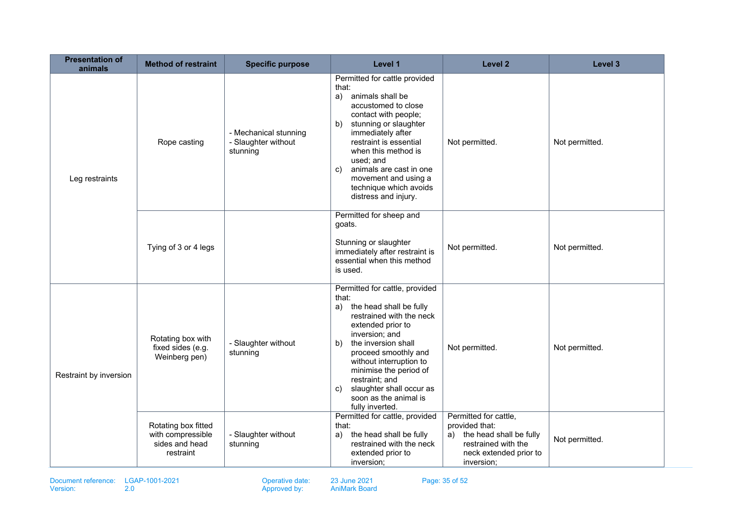| Presentation of animals | Method of restraint | Specific purpose | Level 1 | Level 2 | Level 3 |
|---|---|---|---|---|---|
| Leg restraints | Rope casting | - Mechanical stunning<br>- Slaughter without stunning | Permitted for cattle provided that:<br>a) animals shall be accustomed to close contact with people;<br>b) stunning or slaughter immediately after restraint is essential when this method is used; and<br>c) animals are cast in one movement and using a technique which avoids distress and injury. | Not permitted. | Not permitted. |
| | Tying of 3 or 4 legs | | Permitted for sheep and goats.<br><br>Stunning or slaughter immediately after restraint is essential when this method is used. | Not permitted. | Not permitted. |
| Restraint by inversion | Rotating box with fixed sides (e.g. Weinberg pen) | - Slaughter without stunning | Permitted for cattle, provided that:<br>a) the head shall be fully restrained with the neck extended prior to inversion; and<br>b) the inversion shall proceed smoothly and without interruption to minimise the period of restraint; and<br>c) slaughter shall occur as soon as the animal is fully inverted. | Not permitted. | Not permitted. |
| | Rotating box fitted with compressible sides and head restraint | - Slaughter without stunning | Permitted for cattle, provided that:<br>a) the head shall be fully restrained with the neck extended prior to inversion; | Permitted for cattle, provided that:<br>a) the head shall be fully restrained with the neck extended prior to inversion; | Not permitted. |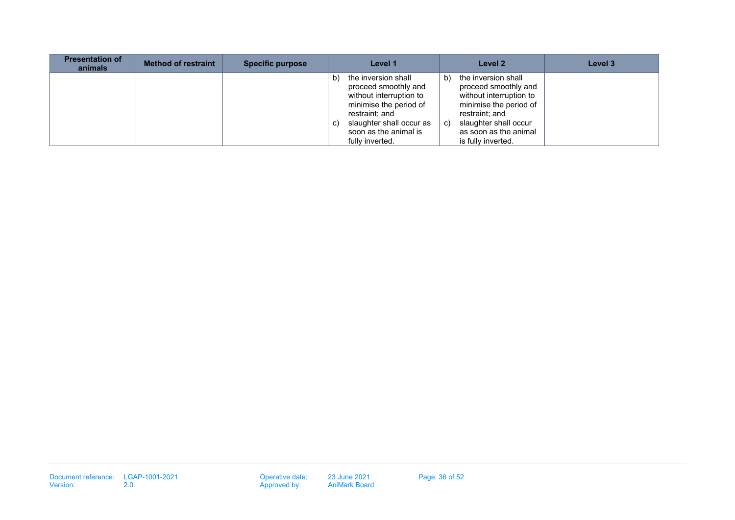| Presentation of animals | Method of restraint | Specific purpose | Level 1 | Level 2 | Level 3 |
|---|---|---|---|---|---|
| | | | b) the inversion shall proceed smoothly and without interruption to minimise the period of restraint; and<br>c) slaughter shall occur as soon as the animal is fully inverted. | b) the inversion shall proceed smoothly and without interruption to minimise the period of restraint; and<br>c) slaughter shall occur as soon as the animal is fully inverted. | |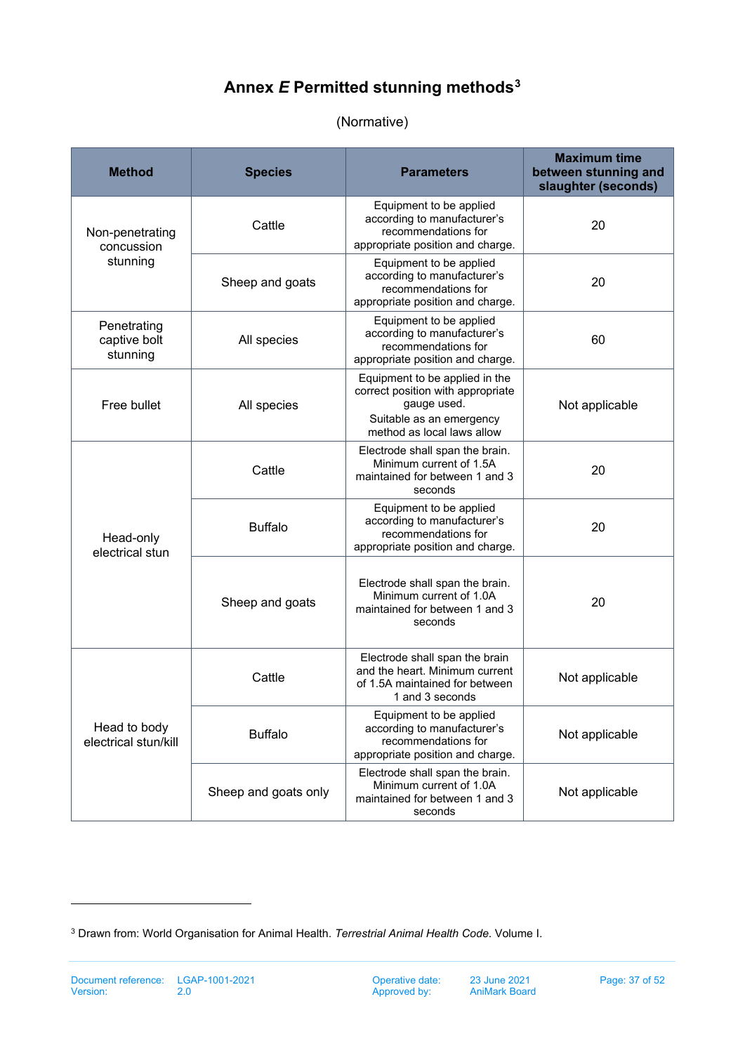# Annex *E* Permitted stunning methods[3]

(Normative)

| Method | Species | Parameters | Maximum time between stunning and slaughter (seconds) |
|---|---|---|---|
| Non-penetrating concussion stunning | Cattle | Equipment to be applied according to manufacturer's recommendations for appropriate position and charge. | 20 |
| | Sheep and goats | Equipment to be applied according to manufacturer's recommendations for appropriate position and charge. | 20 |
| Penetrating captive bolt stunning | All species | Equipment to be applied according to manufacturer's recommendations for appropriate position and charge. | 60 |
| Free bullet | All species | Equipment to be applied in the correct position with appropriate gauge used. Suitable as an emergency method as local laws allow | Not applicable |
| Head-only electrical stun | Cattle | Electrode shall span the brain. Minimum current of 1.5A maintained for between 1 and 3 seconds | 20 |
| | Buffalo | Equipment to be applied according to manufacturer's recommendations for appropriate position and charge. | 20 |
| | Sheep and goats | Electrode shall span the brain. Minimum current of 1.0A maintained for between 1 and 3 seconds | 20 |
| Head to body electrical stun/kill | Cattle | Electrode shall span the brain and the heart. Minimum current of 1.5A maintained for between 1 and 3 seconds | Not applicable |
| | Buffalo | Equipment to be applied according to manufacturer's recommendations for appropriate position and charge. | Not applicable |
| | Sheep and goats only | Electrode shall span the brain. Minimum current of 1.0A maintained for between 1 and 3 seconds | Not applicable |

[3] Drawn from: World Organisation for Animal Health. *Terrestrial Animal Health Code*. Volume I.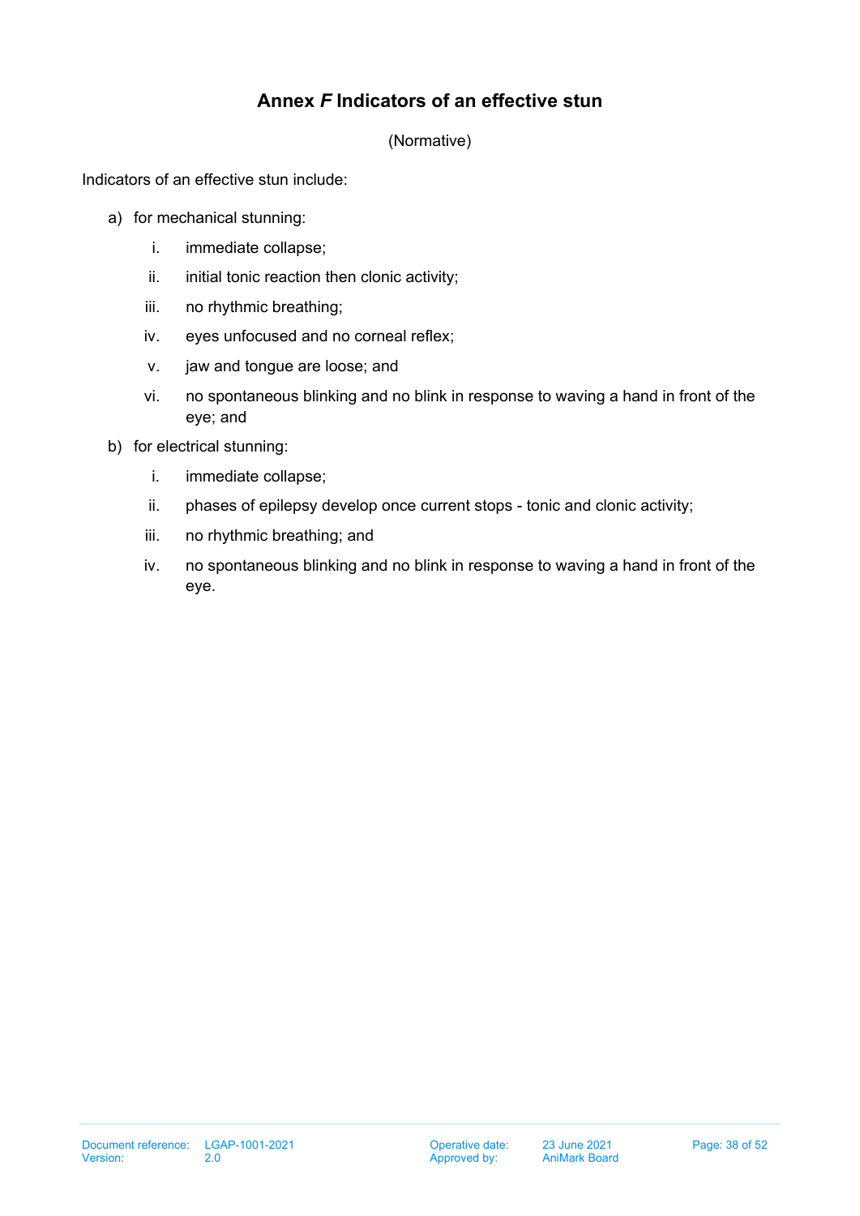# Annex *F* Indicators of an effective stun

(Normative)

Indicators of an effective stun include:

a) for mechanical stunning:

   i. immediate collapse;

   ii. initial tonic reaction then clonic activity;

   iii. no rhythmic breathing;

   iv. eyes unfocused and no corneal reflex;

   v. jaw and tongue are loose; and

   vi. no spontaneous blinking and no blink in response to waving a hand in front of the eye; and

b) for electrical stunning:

   i. immediate collapse;

   ii. phases of epilepsy develop once current stops - tonic and clonic activity;

   iii. no rhythmic breathing; and

   iv. no spontaneous blinking and no blink in response to waving a hand in front of the eye.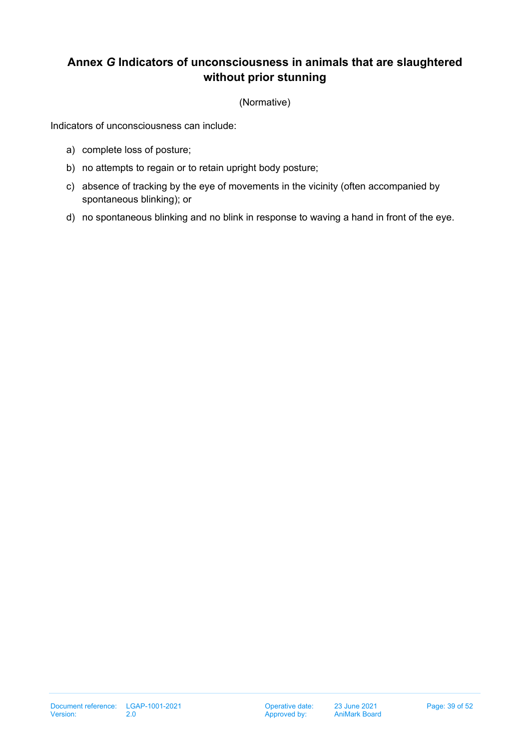# Annex *G* Indicators of unconsciousness in animals that are slaughtered without prior stunning

(Normative)

Indicators of unconsciousness can include:

a) complete loss of posture;

b) no attempts to regain or to retain upright body posture;

c) absence of tracking by the eye of movements in the vicinity (often accompanied by spontaneous blinking); or

d) no spontaneous blinking and no blink in response to waving a hand in front of the eye.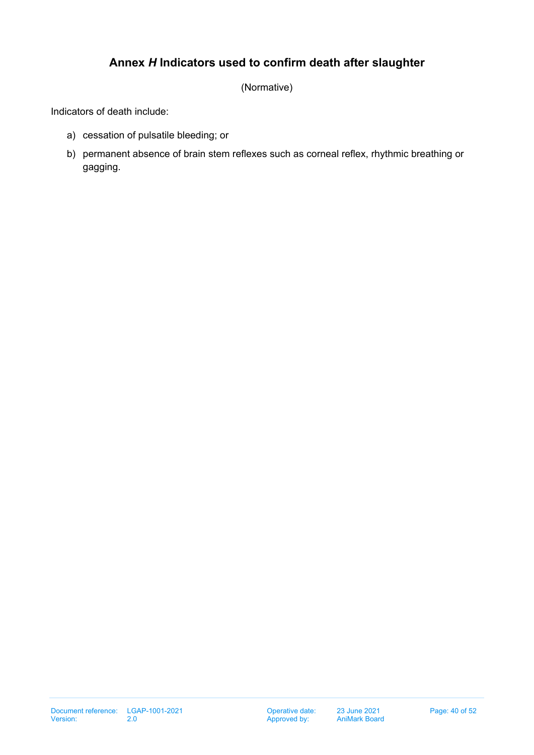# Annex *H* Indicators used to confirm death after slaughter

(Normative)

Indicators of death include:

a) cessation of pulsatile bleeding; or

b) permanent absence of brain stem reflexes such as corneal reflex, rhythmic breathing or gagging.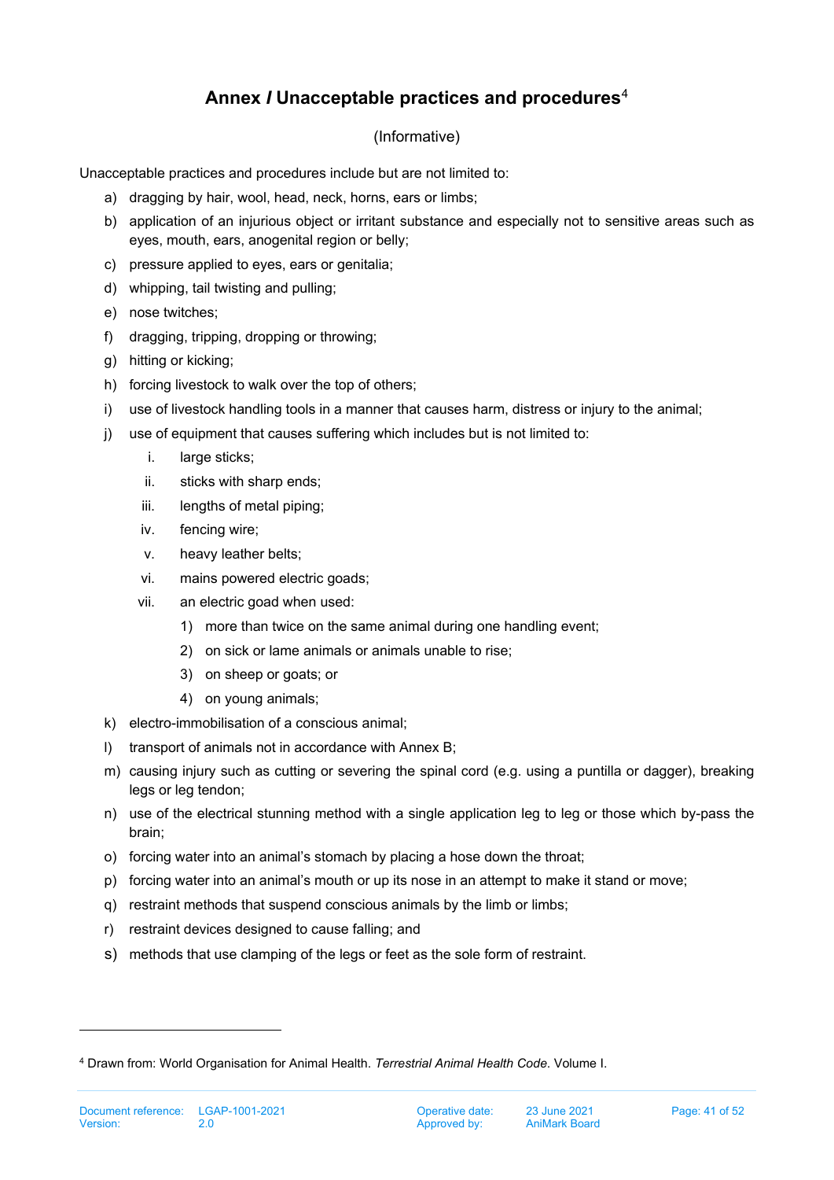# Annex I Unacceptable practices and procedures[4]

(Informative)

Unacceptable practices and procedures include but are not limited to:

a) dragging by hair, wool, head, neck, horns, ears or limbs;
b) application of an injurious object or irritant substance and especially not to sensitive areas such as eyes, mouth, ears, anogenital region or belly;
c) pressure applied to eyes, ears or genitalia;
d) whipping, tail twisting and pulling;
e) nose twitches;
f) dragging, tripping, dropping or throwing;
g) hitting or kicking;
h) forcing livestock to walk over the top of others;
i) use of livestock handling tools in a manner that causes harm, distress or injury to the animal;
j) use of equipment that causes suffering which includes but is not limited to:
   i. large sticks;
   ii. sticks with sharp ends;
   iii. lengths of metal piping;
   iv. fencing wire;
   v. heavy leather belts;
   vi. mains powered electric goads;
   vii. an electric goad when used:
      1) more than twice on the same animal during one handling event;
      2) on sick or lame animals or animals unable to rise;
      3) on sheep or goats; or
      4) on young animals;
k) electro-immobilisation of a conscious animal;
l) transport of animals not in accordance with Annex B;
m) causing injury such as cutting or severing the spinal cord (e.g. using a puntilla or dagger), breaking legs or leg tendon;
n) use of the electrical stunning method with a single application leg to leg or those which by-pass the brain;
o) forcing water into an animal's stomach by placing a hose down the throat;
p) forcing water into an animal's mouth or up its nose in an attempt to make it stand or move;
q) restraint methods that suspend conscious animals by the limb or limbs;
r) restraint devices designed to cause falling; and
s) methods that use clamping of the legs or feet as the sole form of restraint.

---

[4] Drawn from: World Organisation for Animal Health. *Terrestrial Animal Health Code*. Volume I.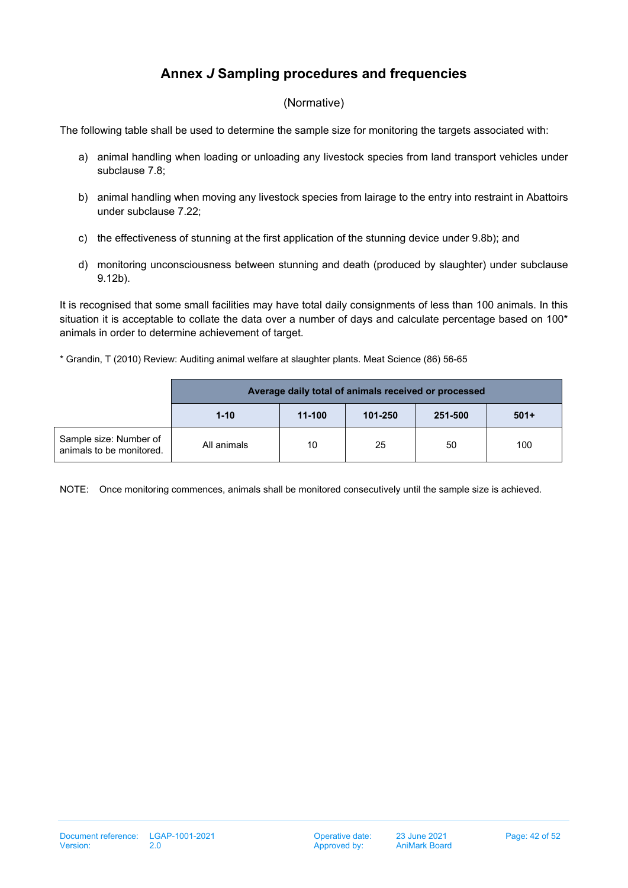# Annex *J* Sampling procedures and frequencies

(Normative)

The following table shall be used to determine the sample size for monitoring the targets associated with:

a) animal handling when loading or unloading any livestock species from land transport vehicles under subclause 7.8;

b) animal handling when moving any livestock species from lairage to the entry into restraint in Abattoirs under subclause 7.22;

c) the effectiveness of stunning at the first application of the stunning device under 9.8b); and

d) monitoring unconsciousness between stunning and death (produced by slaughter) under subclause 9.12b).

It is recognised that some small facilities may have total daily consignments of less than 100 animals. In this situation it is acceptable to collate the data over a number of days and calculate percentage based on 100* animals in order to determine achievement of target.

\* Grandin, T (2010) Review: Auditing animal welfare at slaughter plants. Meat Science (86) 56-65

| | Average daily total of animals received or processed | | | | |
|---|---|---|---|---|---|
| | **1-10** | **11-100** | **101-250** | **251-500** | **501+** |
| Sample size: Number of animals to be monitored. | All animals | 10 | 25 | 50 | 100 |

NOTE: Once monitoring commences, animals shall be monitored consecutively until the sample size is achieved.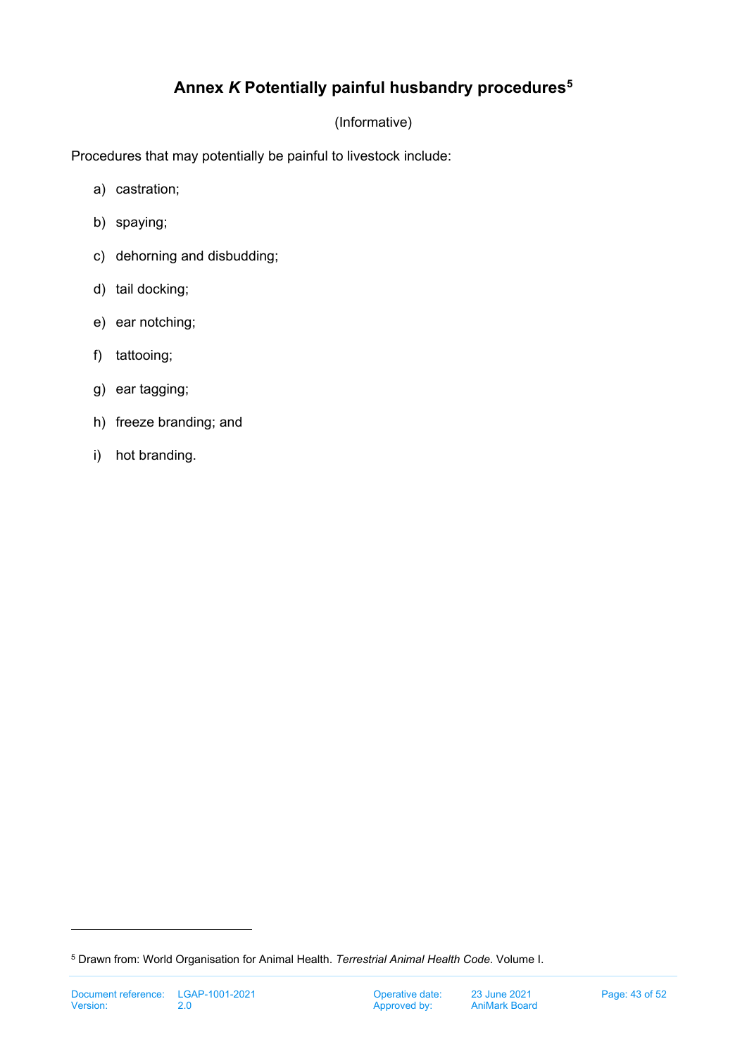# Annex *K* Potentially painful husbandry procedures[5]

(Informative)

Procedures that may potentially be painful to livestock include:

a) castration;

b) spaying;

c) dehorning and disbudding;

d) tail docking;

e) ear notching;

f) tattooing;

g) ear tagging;

h) freeze branding; and

i) hot branding.

[5] Drawn from: World Organisation for Animal Health. *Terrestrial Animal Health Code*. Volume I.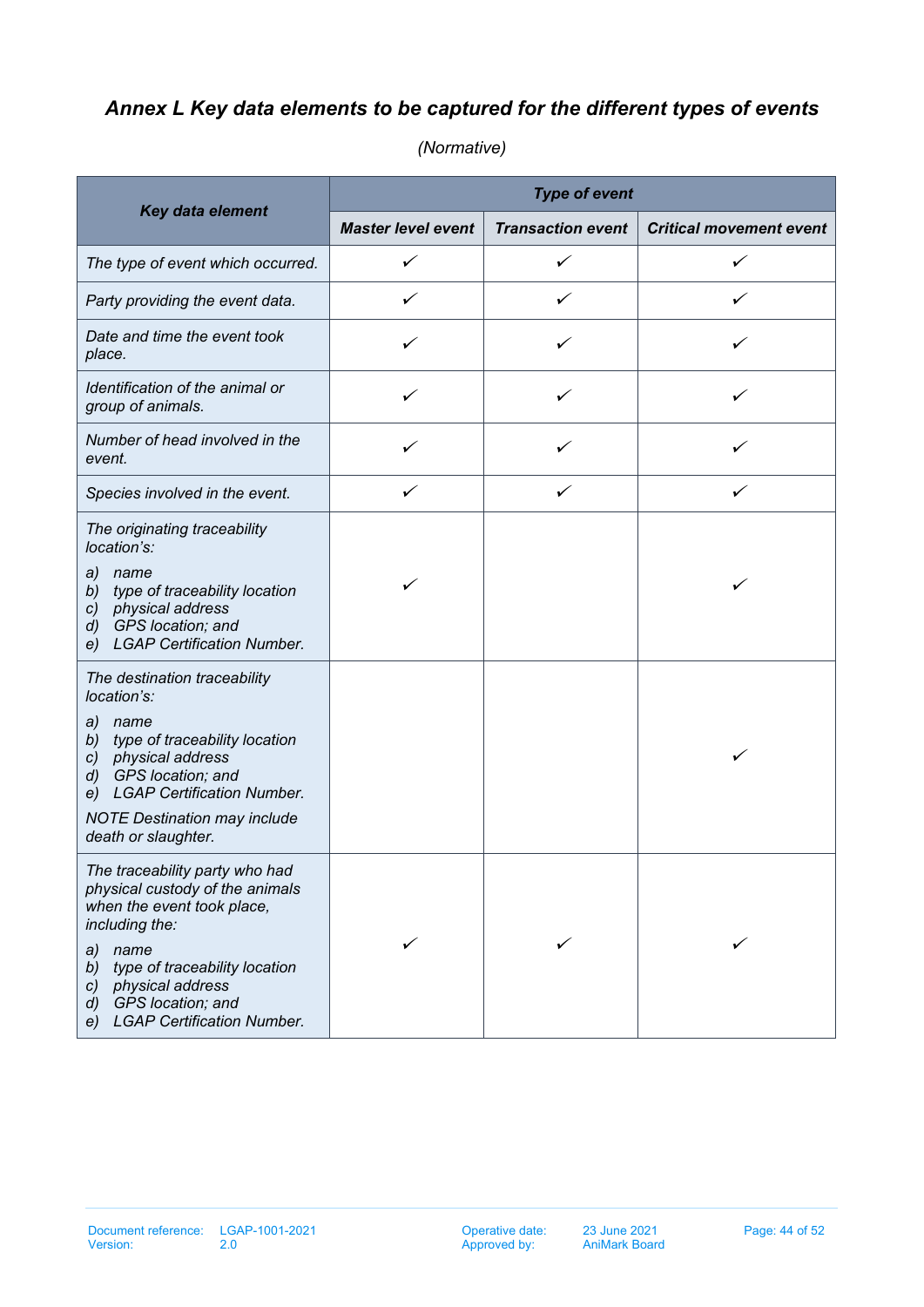### *Annex L Key data elements to be captured for the different types of events*

*(Normative)*

| ***Key data element*** | ***Type of event*** | | |
|---|---|---|---|
| | ***Master level event*** | ***Transaction event*** | ***Critical movement event*** |
| *The type of event which occurred.* | ✓ | ✓ | ✓ |
| *Party providing the event data.* | ✓ | ✓ | ✓ |
| *Date and time the event took place.* | ✓ | ✓ | ✓ |
| *Identification of the animal or group of animals.* | ✓ | ✓ | ✓ |
| *Number of head involved in the event.* | ✓ | ✓ | ✓ |
| *Species involved in the event.* | ✓ | ✓ | ✓ |
| *The originating traceability location's:* *a) name* *b) type of traceability location* *c) physical address* *d) GPS location; and* *e) LGAP Certification Number.* | ✓ | | ✓ |
| *The destination traceability location's:* *a) name* *b) type of traceability location* *c) physical address* *d) GPS location; and* *e) LGAP Certification Number.* *NOTE Destination may include death or slaughter.* | | | ✓ |
| *The traceability party who had physical custody of the animals when the event took place, including the:* *a) name* *b) type of traceability location* *c) physical address* *d) GPS location; and* *e) LGAP Certification Number.* | ✓ | ✓ | ✓ |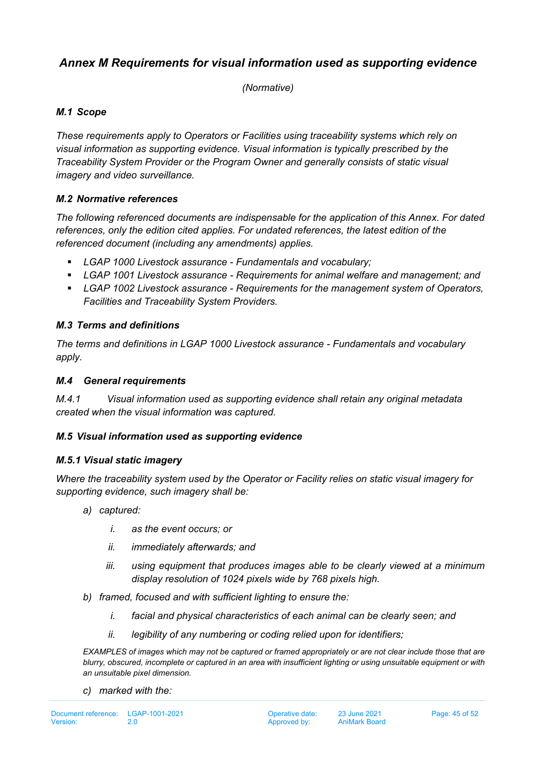# *Annex M Requirements for visual information used as supporting evidence*

*(Normative)*

### *M.1 Scope*

*These requirements apply to Operators or Facilities using traceability systems which rely on visual information as supporting evidence. Visual information is typically prescribed by the Traceability System Provider or the Program Owner and generally consists of static visual imagery and video surveillance.*

### *M.2 Normative references*

*The following referenced documents are indispensable for the application of this Annex. For dated references, only the edition cited applies. For undated references, the latest edition of the referenced document (including any amendments) applies.*

- *LGAP 1000 Livestock assurance - Fundamentals and vocabulary;*
- *LGAP 1001 Livestock assurance - Requirements for animal welfare and management; and*
- *LGAP 1002 Livestock assurance - Requirements for the management system of Operators, Facilities and Traceability System Providers.*

### *M.3 Terms and definitions*

*The terms and definitions in LGAP 1000 Livestock assurance - Fundamentals and vocabulary apply.*

### *M.4 General requirements*

*M.4.1 Visual information used as supporting evidence shall retain any original metadata created when the visual information was captured.*

### *M.5 Visual information used as supporting evidence*

#### *M.5.1 Visual static imagery*

*Where the traceability system used by the Operator or Facility relies on static visual imagery for supporting evidence, such imagery shall be:*

a) *captured:*
   i. *as the event occurs; or*
   ii. *immediately afterwards; and*
   iii. *using equipment that produces images able to be clearly viewed at a minimum display resolution of 1024 pixels wide by 768 pixels high.*
b) *framed, focused and with sufficient lighting to ensure the:*
   i. *facial and physical characteristics of each animal can be clearly seen; and*
   ii. *legibility of any numbering or coding relied upon for identifiers;*

*EXAMPLES of images which may not be captured or framed appropriately or are not clear include those that are blurry, obscured, incomplete or captured in an area with insufficient lighting or using unsuitable equipment or with an unsuitable pixel dimension.*

c) *marked with the:*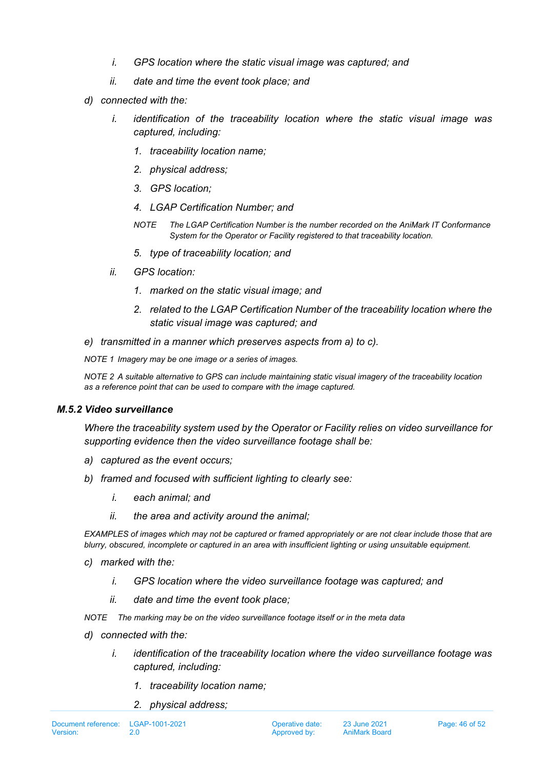*i. GPS location where the static visual image was captured; and*

*ii. date and time the event took place; and*

*d) connected with the:*

*i. identification of the traceability location where the static visual image was captured, including:*

*1. traceability location name;*

*2. physical address;*

*3. GPS location;*

*4. LGAP Certification Number; and*

*NOTE The LGAP Certification Number is the number recorded on the AniMark IT Conformance System for the Operator or Facility registered to that traceability location.*

*5. type of traceability location; and*

*ii. GPS location:*

*1. marked on the static visual image; and*

*2. related to the LGAP Certification Number of the traceability location where the static visual image was captured; and*

*e) transmitted in a manner which preserves aspects from a) to c).*

*NOTE 1 Imagery may be one image or a series of images.*

*NOTE 2 A suitable alternative to GPS can include maintaining static visual imagery of the traceability location as a reference point that can be used to compare with the image captured.*

### *M.5.2 Video surveillance*

*Where the traceability system used by the Operator or Facility relies on video surveillance for supporting evidence then the video surveillance footage shall be:*

*a) captured as the event occurs;*

*b) framed and focused with sufficient lighting to clearly see:*

*i. each animal; and*

*ii. the area and activity around the animal;*

*EXAMPLES of images which may not be captured or framed appropriately or are not clear include those that are blurry, obscured, incomplete or captured in an area with insufficient lighting or using unsuitable equipment.*

*c) marked with the:*

*i. GPS location where the video surveillance footage was captured; and*

*ii. date and time the event took place;*

*NOTE The marking may be on the video surveillance footage itself or in the meta data*

*d) connected with the:*

*i. identification of the traceability location where the video surveillance footage was captured, including:*

*1. traceability location name;*

*2. physical address;*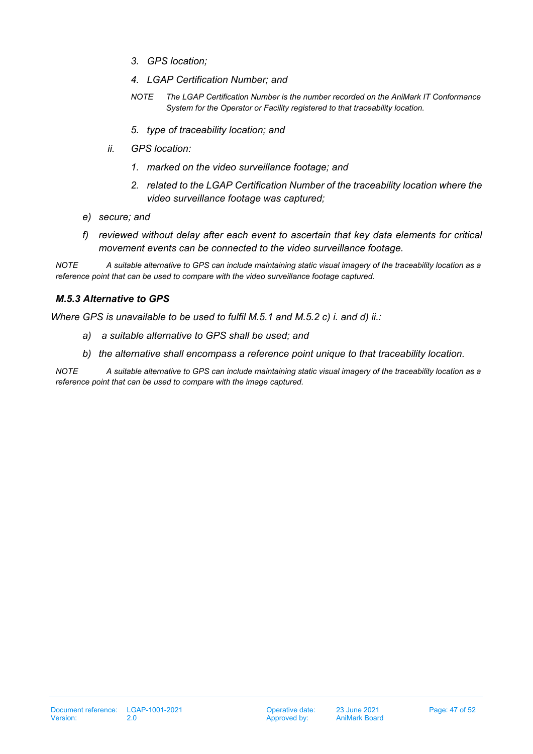*3. GPS location;*

*4. LGAP Certification Number; and*

*NOTE The LGAP Certification Number is the number recorded on the AniMark IT Conformance System for the Operator or Facility registered to that traceability location.*

*5. type of traceability location; and*

*ii. GPS location:*

*1. marked on the video surveillance footage; and*

*2. related to the LGAP Certification Number of the traceability location where the video surveillance footage was captured;*

*e) secure; and*

*f) reviewed without delay after each event to ascertain that key data elements for critical movement events can be connected to the video surveillance footage.*

*NOTE A suitable alternative to GPS can include maintaining static visual imagery of the traceability location as a reference point that can be used to compare with the video surveillance footage captured.*

### *M.5.3 Alternative to GPS*

*Where GPS is unavailable to be used to fulfil M.5.1 and M.5.2 c) i. and d) ii.:*

*a) a suitable alternative to GPS shall be used; and*

*b) the alternative shall encompass a reference point unique to that traceability location.*

*NOTE A suitable alternative to GPS can include maintaining static visual imagery of the traceability location as a reference point that can be used to compare with the image captured.*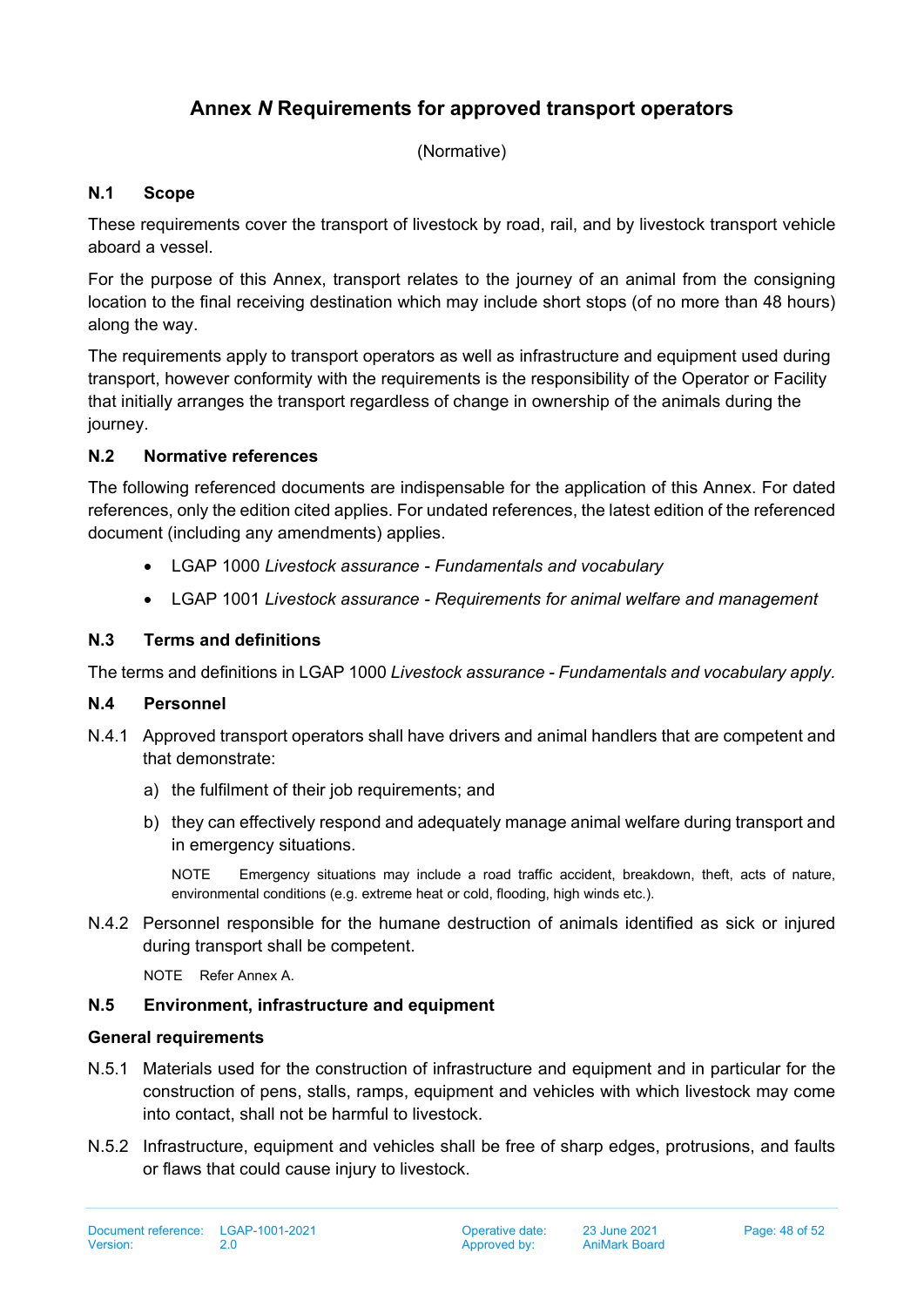# Annex *N* Requirements for approved transport operators

(Normative)

## N.1 Scope

These requirements cover the transport of livestock by road, rail, and by livestock transport vehicle aboard a vessel.

For the purpose of this Annex, transport relates to the journey of an animal from the consigning location to the final receiving destination which may include short stops (of no more than 48 hours) along the way.

The requirements apply to transport operators as well as infrastructure and equipment used during transport, however conformity with the requirements is the responsibility of the Operator or Facility that initially arranges the transport regardless of change in ownership of the animals during the journey.

## N.2 Normative references

The following referenced documents are indispensable for the application of this Annex. For dated references, only the edition cited applies. For undated references, the latest edition of the referenced document (including any amendments) applies.

- LGAP 1000 *Livestock assurance - Fundamentals and vocabulary*
- LGAP 1001 *Livestock assurance - Requirements for animal welfare and management*

## N.3 Terms and definitions

The terms and definitions in LGAP 1000 *Livestock assurance - Fundamentals and vocabulary apply.*

## N.4 Personnel

N.4.1 Approved transport operators shall have drivers and animal handlers that are competent and that demonstrate:

a) the fulfilment of their job requirements; and

b) they can effectively respond and adequately manage animal welfare during transport and in emergency situations.

NOTE Emergency situations may include a road traffic accident, breakdown, theft, acts of nature, environmental conditions (e.g. extreme heat or cold, flooding, high winds etc.).

N.4.2 Personnel responsible for the humane destruction of animals identified as sick or injured during transport shall be competent.

NOTE Refer Annex A.

## N.5 Environment, infrastructure and equipment

### General requirements

N.5.1 Materials used for the construction of infrastructure and equipment and in particular for the construction of pens, stalls, ramps, equipment and vehicles with which livestock may come into contact, shall not be harmful to livestock.

N.5.2 Infrastructure, equipment and vehicles shall be free of sharp edges, protrusions, and faults or flaws that could cause injury to livestock.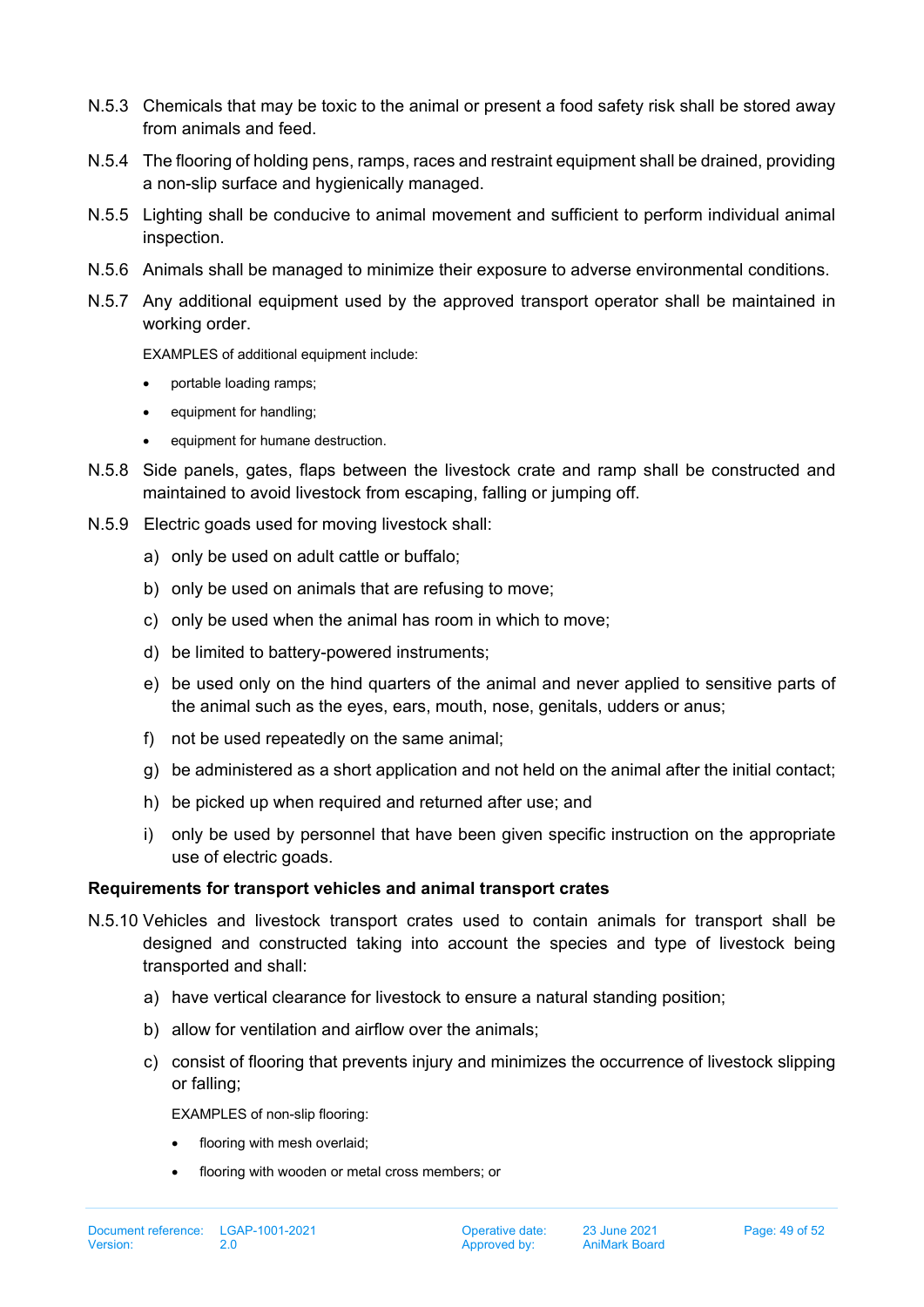N.5.3 Chemicals that may be toxic to the animal or present a food safety risk shall be stored away from animals and feed.

N.5.4 The flooring of holding pens, ramps, races and restraint equipment shall be drained, providing a non-slip surface and hygienically managed.

N.5.5 Lighting shall be conducive to animal movement and sufficient to perform individual animal inspection.

N.5.6 Animals shall be managed to minimize their exposure to adverse environmental conditions.

N.5.7 Any additional equipment used by the approved transport operator shall be maintained in working order.

EXAMPLES of additional equipment include:

- portable loading ramps;
- equipment for handling;
- equipment for humane destruction.

N.5.8 Side panels, gates, flaps between the livestock crate and ramp shall be constructed and maintained to avoid livestock from escaping, falling or jumping off.

N.5.9 Electric goads used for moving livestock shall:

a) only be used on adult cattle or buffalo;

b) only be used on animals that are refusing to move;

c) only be used when the animal has room in which to move;

d) be limited to battery-powered instruments;

e) be used only on the hind quarters of the animal and never applied to sensitive parts of the animal such as the eyes, ears, mouth, nose, genitals, udders or anus;

f) not be used repeatedly on the same animal;

g) be administered as a short application and not held on the animal after the initial contact;

h) be picked up when required and returned after use; and

i) only be used by personnel that have been given specific instruction on the appropriate use of electric goads.

**Requirements for transport vehicles and animal transport crates**

N.5.10 Vehicles and livestock transport crates used to contain animals for transport shall be designed and constructed taking into account the species and type of livestock being transported and shall:

a) have vertical clearance for livestock to ensure a natural standing position;

b) allow for ventilation and airflow over the animals;

c) consist of flooring that prevents injury and minimizes the occurrence of livestock slipping or falling;

EXAMPLES of non-slip flooring:

- flooring with mesh overlaid;
- flooring with wooden or metal cross members; or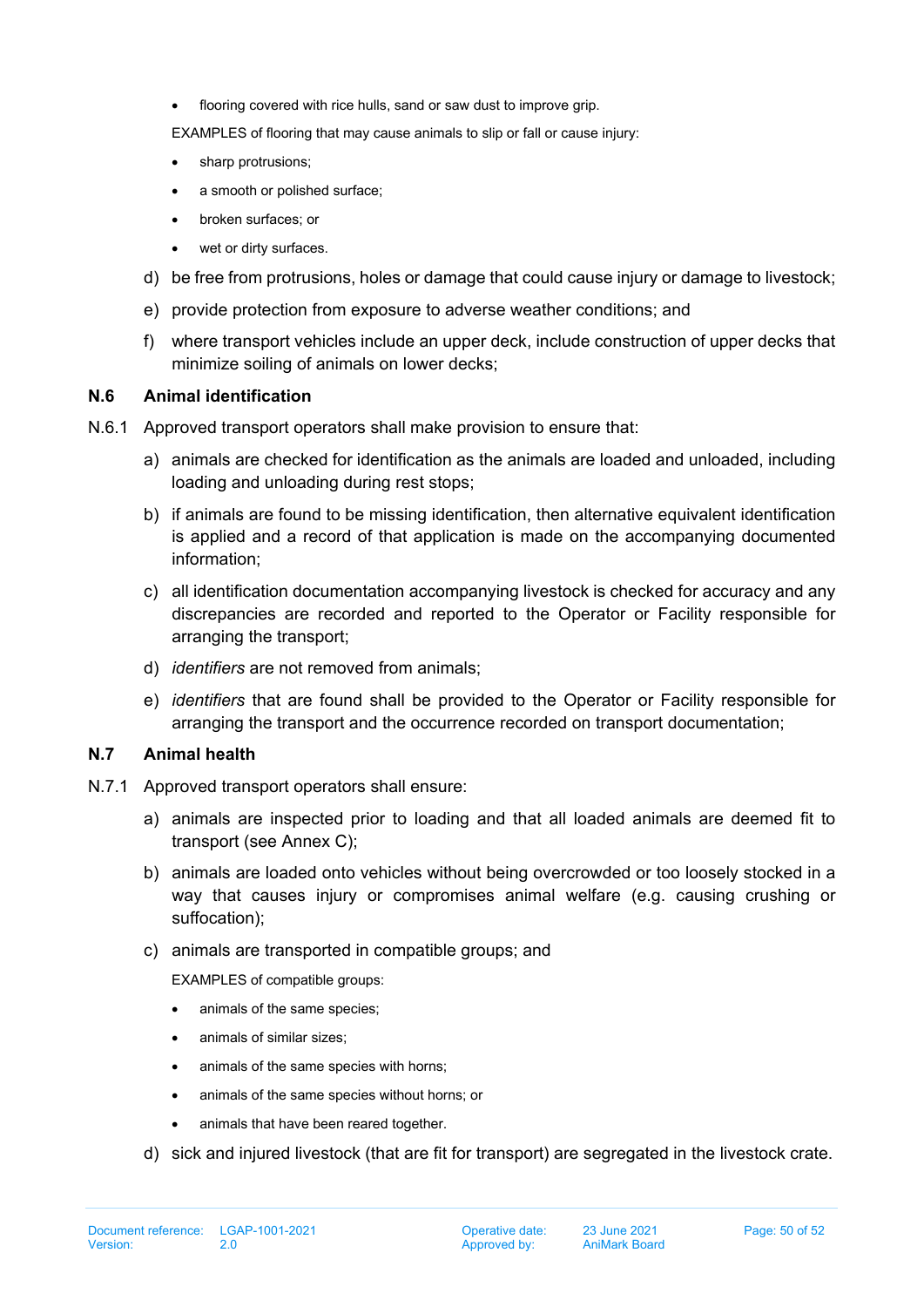- flooring covered with rice hulls, sand or saw dust to improve grip.

EXAMPLES of flooring that may cause animals to slip or fall or cause injury:

- sharp protrusions;
- a smooth or polished surface;
- broken surfaces; or
- wet or dirty surfaces.

d) be free from protrusions, holes or damage that could cause injury or damage to livestock;

e) provide protection from exposure to adverse weather conditions; and

f) where transport vehicles include an upper deck, include construction of upper decks that minimize soiling of animals on lower decks;

## N.6 Animal identification

N.6.1 Approved transport operators shall make provision to ensure that:

a) animals are checked for identification as the animals are loaded and unloaded, including loading and unloading during rest stops;

b) if animals are found to be missing identification, then alternative equivalent identification is applied and a record of that application is made on the accompanying documented information;

c) all identification documentation accompanying livestock is checked for accuracy and any discrepancies are recorded and reported to the Operator or Facility responsible for arranging the transport;

d) *identifiers* are not removed from animals;

e) *identifiers* that are found shall be provided to the Operator or Facility responsible for arranging the transport and the occurrence recorded on transport documentation;

## N.7 Animal health

N.7.1 Approved transport operators shall ensure:

a) animals are inspected prior to loading and that all loaded animals are deemed fit to transport (see Annex C);

b) animals are loaded onto vehicles without being overcrowded or too loosely stocked in a way that causes injury or compromises animal welfare (e.g. causing crushing or suffocation);

c) animals are transported in compatible groups; and

EXAMPLES of compatible groups:

- animals of the same species;
- animals of similar sizes;
- animals of the same species with horns;
- animals of the same species without horns; or
- animals that have been reared together.

d) sick and injured livestock (that are fit for transport) are segregated in the livestock crate.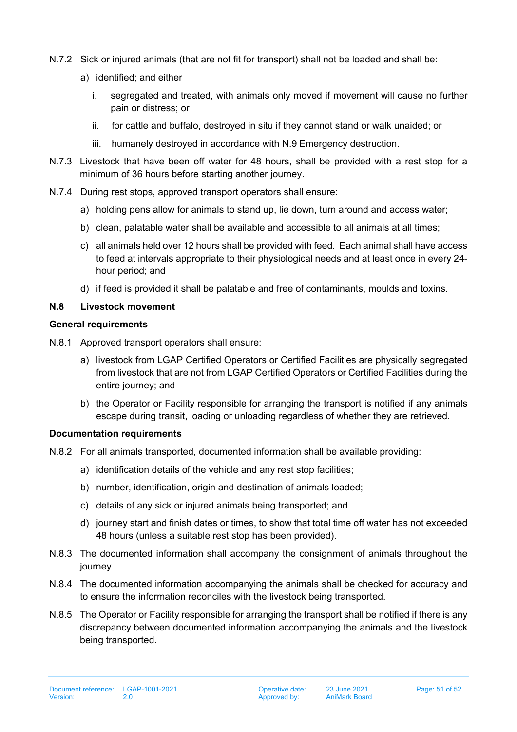N.7.2 Sick or injured animals (that are not fit for transport) shall not be loaded and shall be:

a) identified; and either

   i. segregated and treated, with animals only moved if movement will cause no further pain or distress; or

   ii. for cattle and buffalo, destroyed in situ if they cannot stand or walk unaided; or

   iii. humanely destroyed in accordance with N.9 Emergency destruction.

N.7.3 Livestock that have been off water for 48 hours, shall be provided with a rest stop for a minimum of 36 hours before starting another journey.

N.7.4 During rest stops, approved transport operators shall ensure:

a) holding pens allow for animals to stand up, lie down, turn around and access water;

b) clean, palatable water shall be available and accessible to all animals at all times;

c) all animals held over 12 hours shall be provided with feed. Each animal shall have access to feed at intervals appropriate to their physiological needs and at least once in every 24-hour period; and

d) if feed is provided it shall be palatable and free of contaminants, moulds and toxins.

## N.8 Livestock movement

**General requirements**

N.8.1 Approved transport operators shall ensure:

a) livestock from LGAP Certified Operators or Certified Facilities are physically segregated from livestock that are not from LGAP Certified Operators or Certified Facilities during the entire journey; and

b) the Operator or Facility responsible for arranging the transport is notified if any animals escape during transit, loading or unloading regardless of whether they are retrieved.

**Documentation requirements**

N.8.2 For all animals transported, documented information shall be available providing:

a) identification details of the vehicle and any rest stop facilities;

b) number, identification, origin and destination of animals loaded;

c) details of any sick or injured animals being transported; and

d) journey start and finish dates or times, to show that total time off water has not exceeded 48 hours (unless a suitable rest stop has been provided).

N.8.3 The documented information shall accompany the consignment of animals throughout the journey.

N.8.4 The documented information accompanying the animals shall be checked for accuracy and to ensure the information reconciles with the livestock being transported.

N.8.5 The Operator or Facility responsible for arranging the transport shall be notified if there is any discrepancy between documented information accompanying the animals and the livestock being transported.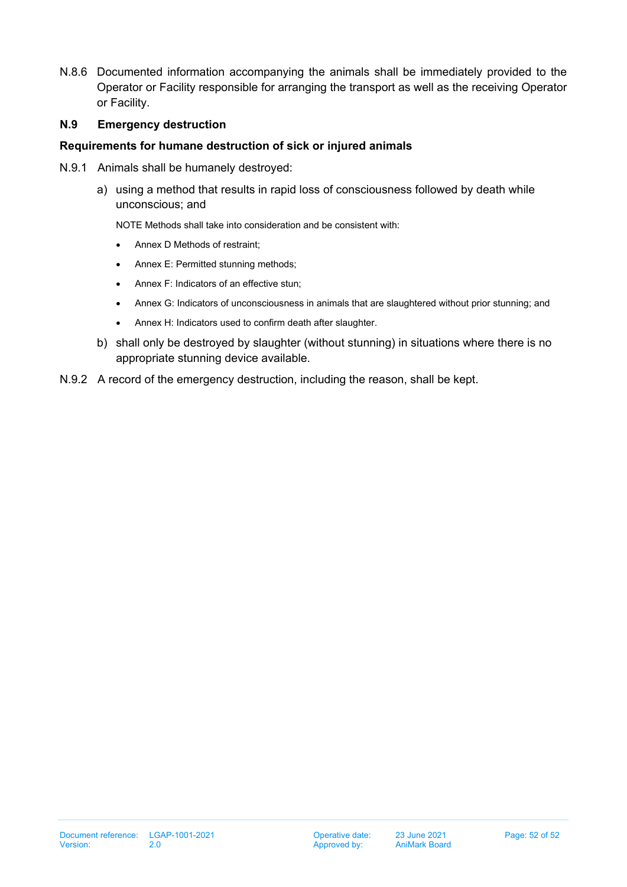N.8.6 Documented information accompanying the animals shall be immediately provided to the Operator or Facility responsible for arranging the transport as well as the receiving Operator or Facility.

## N.9 Emergency destruction

**Requirements for humane destruction of sick or injured animals**

N.9.1 Animals shall be humanely destroyed:

a) using a method that results in rapid loss of consciousness followed by death while unconscious; and

NOTE Methods shall take into consideration and be consistent with:

- Annex D Methods of restraint;
- Annex E: Permitted stunning methods;
- Annex F: Indicators of an effective stun;
- Annex G: Indicators of unconsciousness in animals that are slaughtered without prior stunning; and
- Annex H: Indicators used to confirm death after slaughter.

b) shall only be destroyed by slaughter (without stunning) in situations where there is no appropriate stunning device available.

N.9.2 A record of the emergency destruction, including the reason, shall be kept.